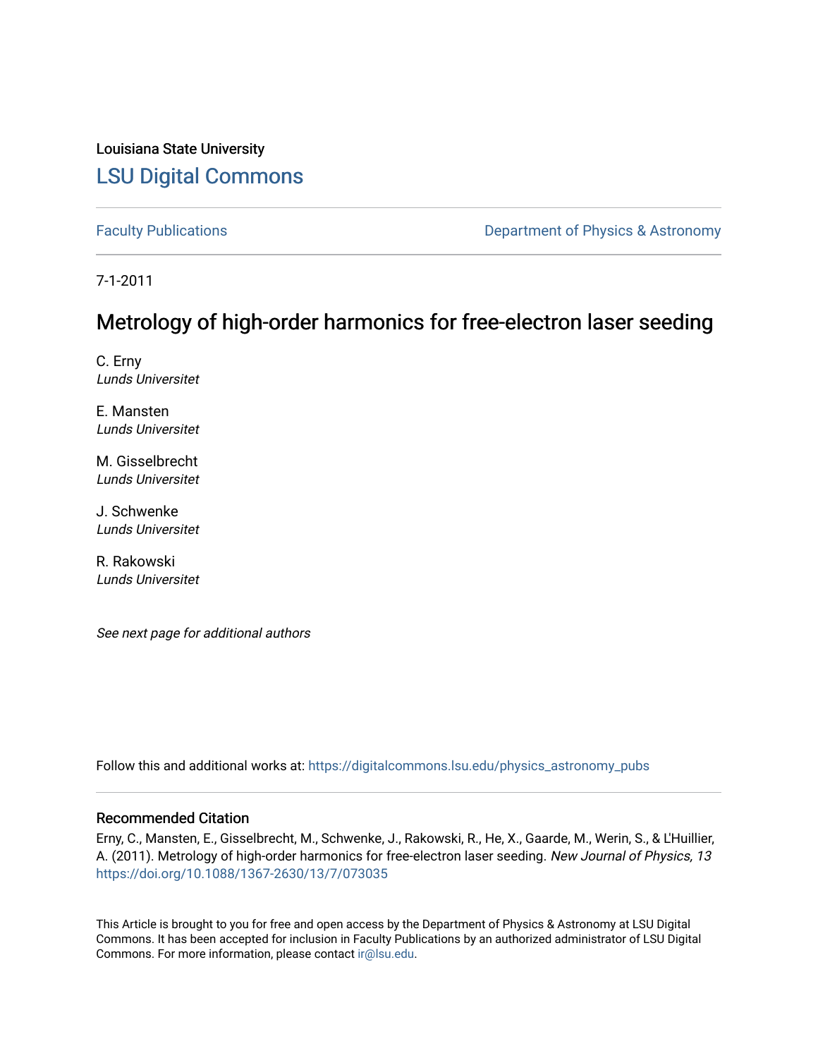Louisiana State University

# LSU Digital Commons

Faculty Publications

Department of Physics & Astronomy

7-1-2011

# Metrology of high-order harmonics for free-electron laser seeding

C. Erny
*Lunds Universitet*

E. Mansten
*Lunds Universitet*

M. Gisselbrecht
*Lunds Universitet*

J. Schwenke
*Lunds Universitet*

R. Rakowski
*Lunds Universitet*

*See next page for additional authors*

Follow this and additional works at: https://digitalcommons.lsu.edu/physics_astronomy_pubs

## Recommended Citation

Erny, C., Mansten, E., Gisselbrecht, M., Schwenke, J., Rakowski, R., He, X., Gaarde, M., Werin, S., & L'Huillier, A. (2011). Metrology of high-order harmonics for free-electron laser seeding. *New Journal of Physics, 13* https://doi.org/10.1088/1367-2630/13/7/073035

This Article is brought to you for free and open access by the Department of Physics & Astronomy at LSU Digital Commons. It has been accepted for inclusion in Faculty Publications by an authorized administrator of LSU Digital Commons. For more information, please contact ir@lsu.edu.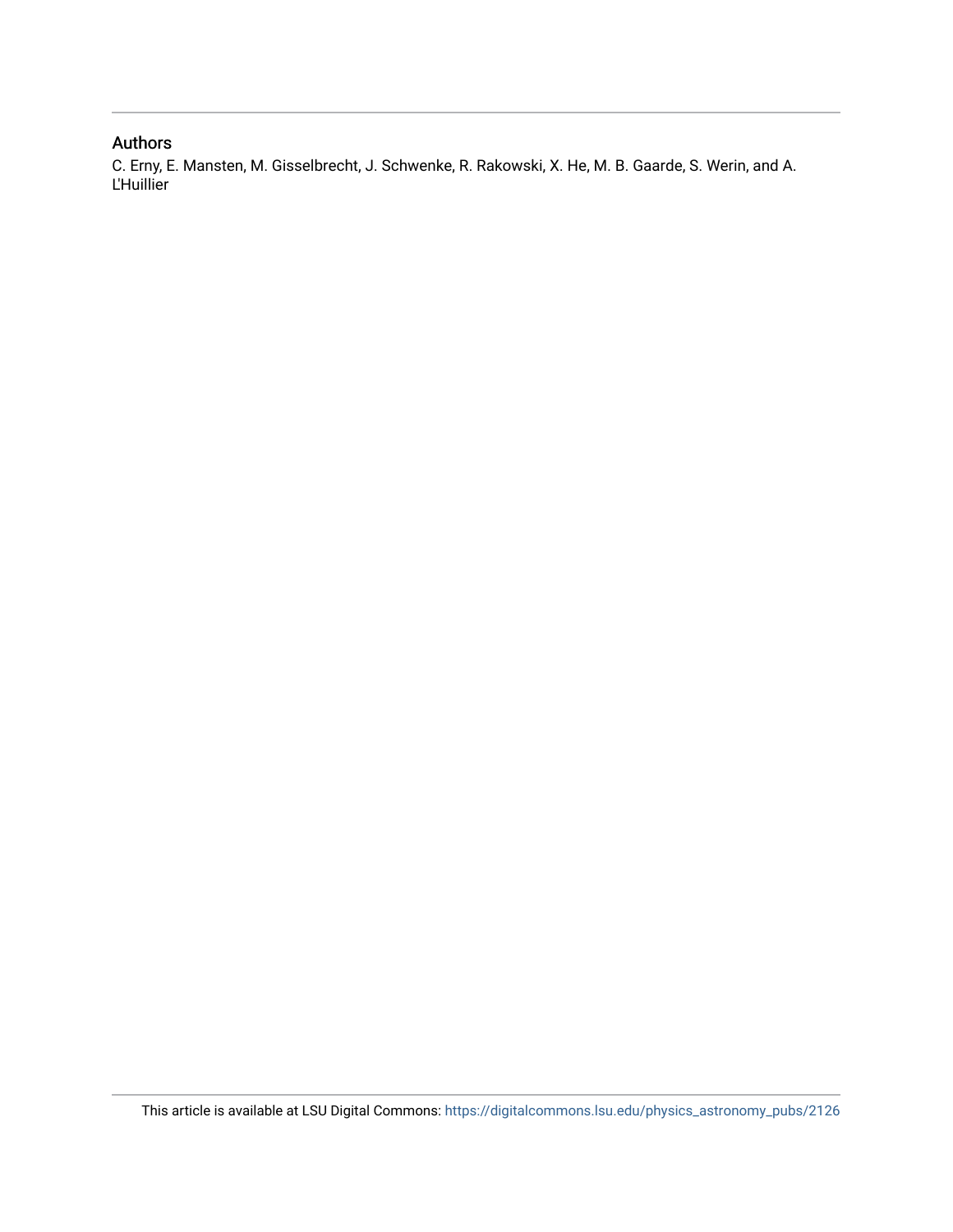## Authors

C. Erny, E. Mansten, M. Gisselbrecht, J. Schwenke, R. Rakowski, X. He, M. B. Gaarde, S. Werin, and A. L'Huillier

This article is available at LSU Digital Commons: https://digitalcommons.lsu.edu/physics_astronomy_pubs/2126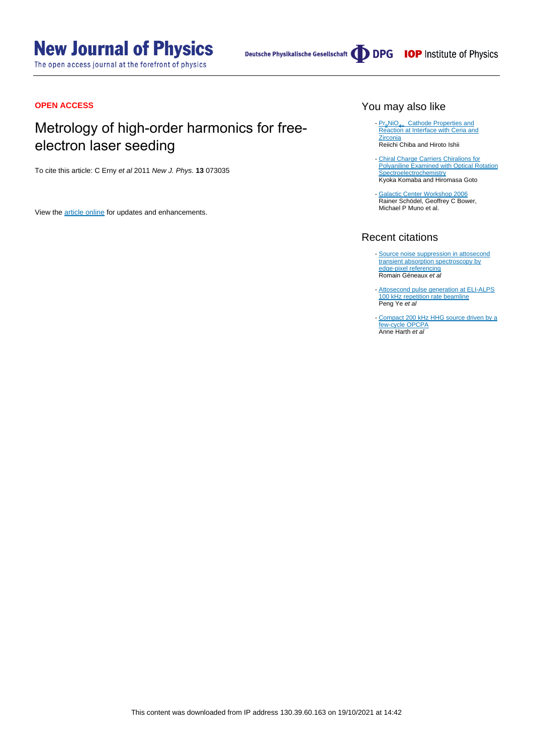**OPEN ACCESS**

# Metrology of high-order harmonics for free-electron laser seeding

To cite this article: C Erny *et al* 2011 *New J. Phys.* **13** 073035

View the article online for updates and enhancements.

## You may also like

- $Pr_2NiO_{4+\delta}$ Cathode Properties and Reaction at Interface with Ceria and Zirconia
Reiichi Chiba and Hiroto Ishii

- Chiral Charge Carriers Chiralions for Polyaniline Examined with Optical Rotation Spectroelectrochemistry
Kyoka Komaba and Hiromasa Goto

- Galactic Center Workshop 2006
Rainer Schödel, Geoffrey C Bower, Michael P Muno et al.

## Recent citations

- Source noise suppression in attosecond transient absorption spectroscopy by edge-pixel referencing
Romain Géneaux *et al*

- Attosecond pulse generation at ELI-ALPS 100 kHz repetition rate beamline
Peng Ye *et al*

- Compact 200 kHz HHG source driven by a few-cycle OPCPA
Anne Harth *et al*

This content was downloaded from IP address 130.39.60.163 on 19/10/2021 at 14:42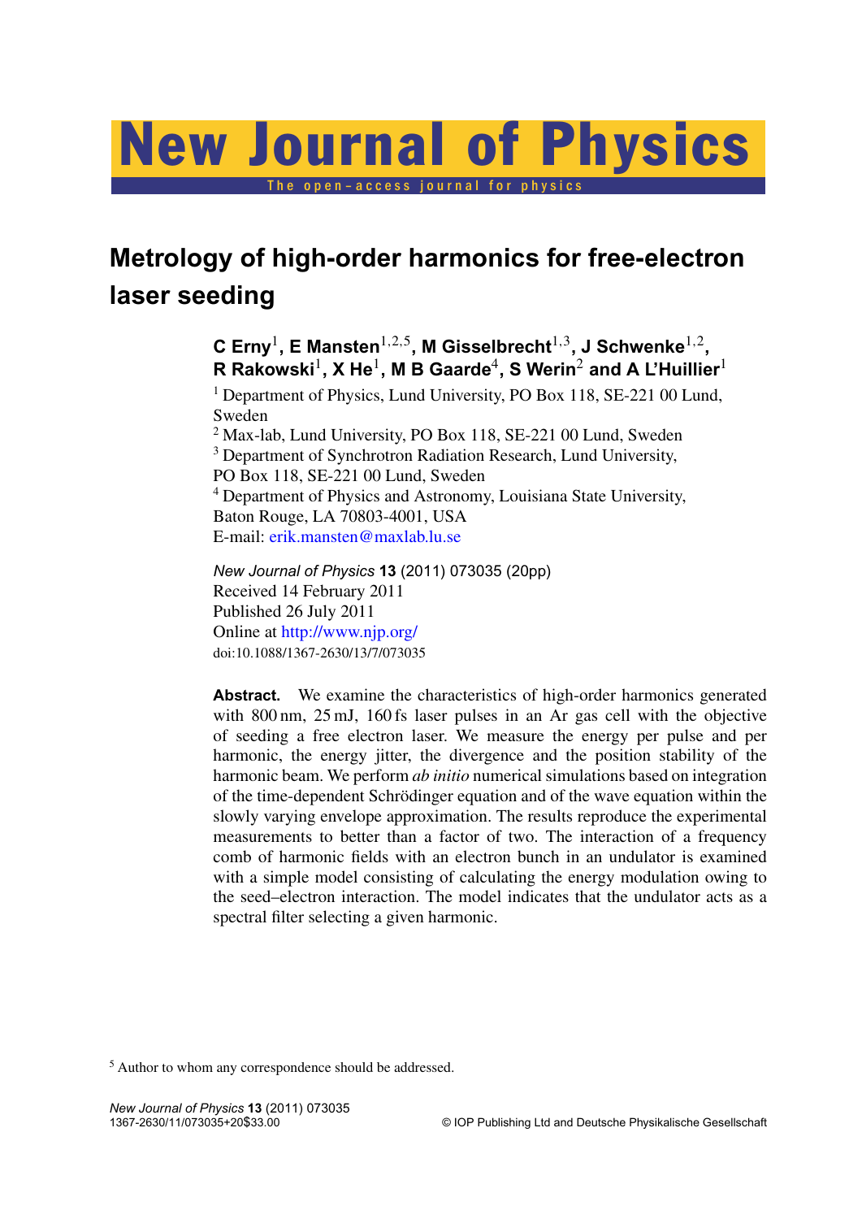# Metrology of high-order harmonics for free-electron laser seeding

**C Erny[1], E Mansten[1,2,5], M Gisselbrecht[1,3], J Schwenke[1,2], R Rakowski[1], X He[1], M B Gaarde[4], S Werin[2] and A L'Huillier[1]**

[1] Department of Physics, Lund University, PO Box 118, SE-221 00 Lund, Sweden
[2] Max-lab, Lund University, PO Box 118, SE-221 00 Lund, Sweden
[3] Department of Synchrotron Radiation Research, Lund University, PO Box 118, SE-221 00 Lund, Sweden
[4] Department of Physics and Astronomy, Louisiana State University, Baton Rouge, LA 70803-4001, USA
E-mail: erik.mansten@maxlab.lu.se

*New Journal of Physics* **13** (2011) 073035 (20pp)
Received 14 February 2011
Published 26 July 2011
Online at http://www.njp.org/
doi:10.1088/1367-2630/13/7/073035

**Abstract.** We examine the characteristics of high-order harmonics generated with 800 nm, 25 mJ, 160 fs laser pulses in an Ar gas cell with the objective of seeding a free electron laser. We measure the energy per pulse and per harmonic, the energy jitter, the divergence and the position stability of the harmonic beam. We perform *ab initio* numerical simulations based on integration of the time-dependent Schrödinger equation and of the wave equation within the slowly varying envelope approximation. The results reproduce the experimental measurements to better than a factor of two. The interaction of a frequency comb of harmonic fields with an electron bunch in an undulator is examined with a simple model consisting of calculating the energy modulation owing to the seed–electron interaction. The model indicates that the undulator acts as a spectral filter selecting a given harmonic.

[5] Author to whom any correspondence should be addressed.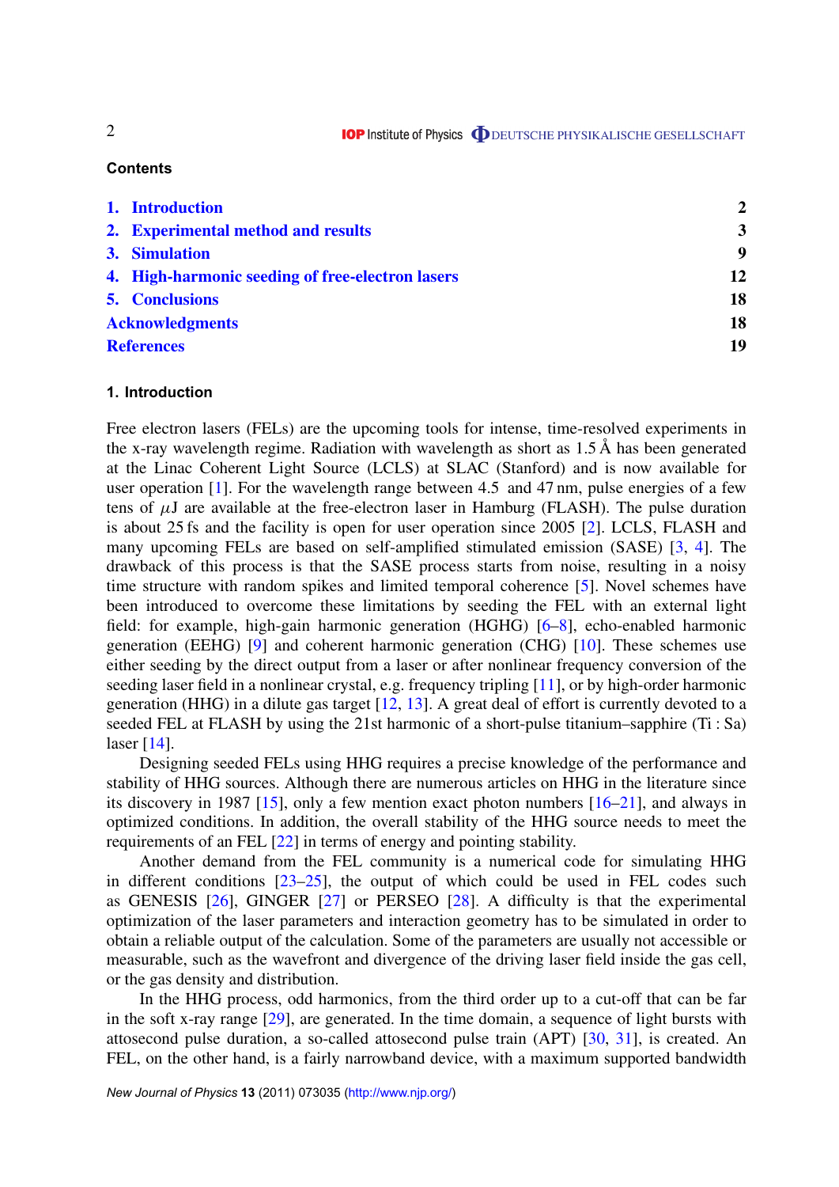## Contents

| | |
|---|---|
| 1. Introduction | 2 |
| 2. Experimental method and results | 3 |
| 3. Simulation | 9 |
| 4. High-harmonic seeding of free-electron lasers | 12 |
| 5. Conclusions | 18 |
| Acknowledgments | 18 |
| References | 19 |

## 1. Introduction

Free electron lasers (FELs) are the upcoming tools for intense, time-resolved experiments in the x-ray wavelength regime. Radiation with wavelength as short as 1.5 Å has been generated at the Linac Coherent Light Source (LCLS) at SLAC (Stanford) and is now available for user operation [1]. For the wavelength range between 4.5 and 47 nm, pulse energies of a few tens of $\mu$J are available at the free-electron laser in Hamburg (FLASH). The pulse duration is about 25 fs and the facility is open for user operation since 2005 [2]. LCLS, FLASH and many upcoming FELs are based on self-amplified stimulated emission (SASE) [3, 4]. The drawback of this process is that the SASE process starts from noise, resulting in a noisy time structure with random spikes and limited temporal coherence [5]. Novel schemes have been introduced to overcome these limitations by seeding the FEL with an external light field: for example, high-gain harmonic generation (HGHG) [6–8], echo-enabled harmonic generation (EEHG) [9] and coherent harmonic generation (CHG) [10]. These schemes use either seeding by the direct output from a laser or after nonlinear frequency conversion of the seeding laser field in a nonlinear crystal, e.g. frequency tripling [11], or by high-order harmonic generation (HHG) in a dilute gas target [12, 13]. A great deal of effort is currently devoted to a seeded FEL at FLASH by using the 21st harmonic of a short-pulse titanium–sapphire (Ti : Sa) laser [14].

Designing seeded FELs using HHG requires a precise knowledge of the performance and stability of HHG sources. Although there are numerous articles on HHG in the literature since its discovery in 1987 [15], only a few mention exact photon numbers [16–21], and always in optimized conditions. In addition, the overall stability of the HHG source needs to meet the requirements of an FEL [22] in terms of energy and pointing stability.

Another demand from the FEL community is a numerical code for simulating HHG in different conditions [23–25], the output of which could be used in FEL codes such as GENESIS [26], GINGER [27] or PERSEO [28]. A difficulty is that the experimental optimization of the laser parameters and interaction geometry has to be simulated in order to obtain a reliable output of the calculation. Some of the parameters are usually not accessible or measurable, such as the wavefront and divergence of the driving laser field inside the gas cell, or the gas density and distribution.

In the HHG process, odd harmonics, from the third order up to a cut-off that can be far in the soft x-ray range [29], are generated. In the time domain, a sequence of light bursts with attosecond pulse duration, a so-called attosecond pulse train (APT) [30, 31], is created. An FEL, on the other hand, is a fairly narrowband device, with a maximum supported bandwidth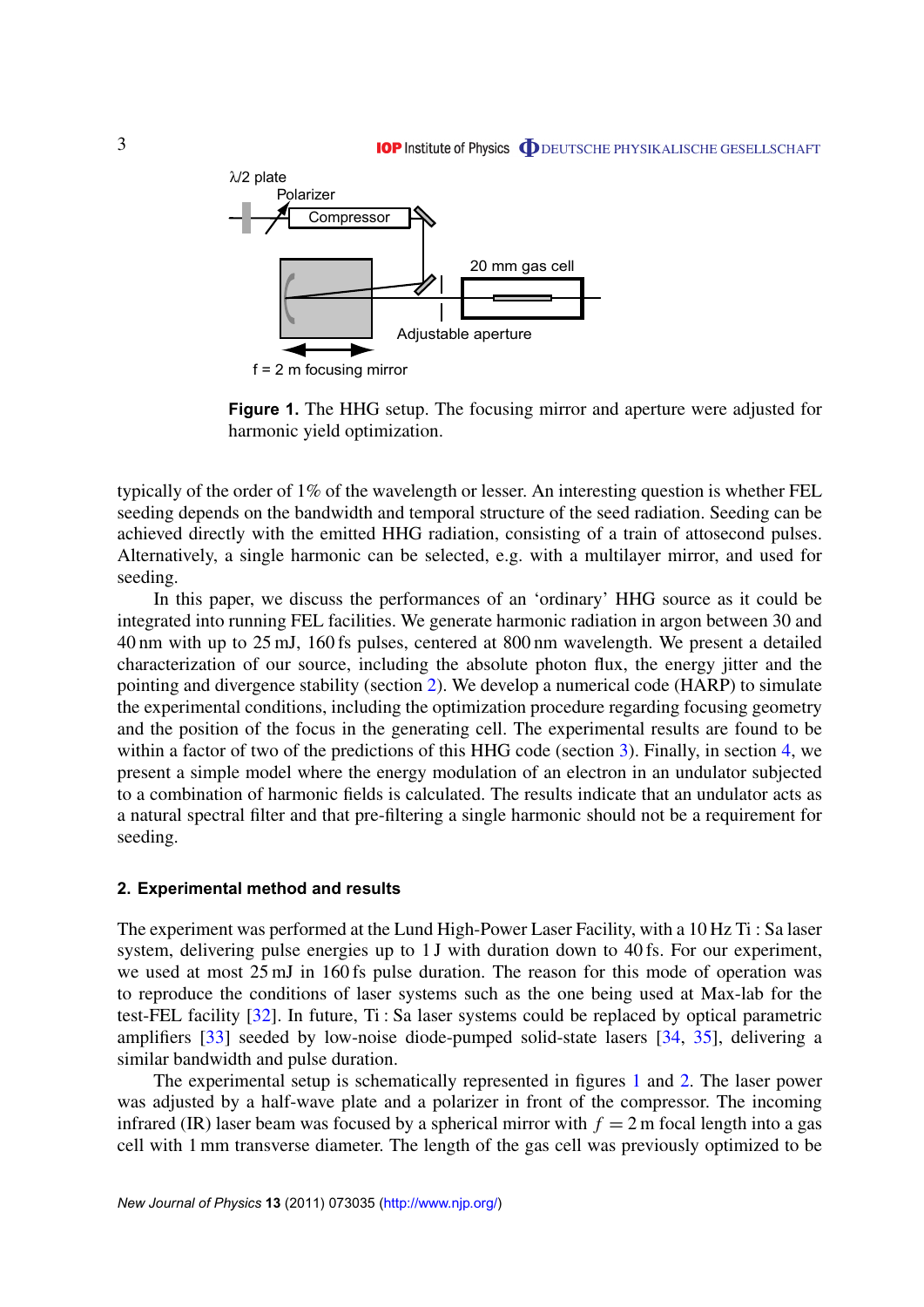**Figure 1.** The HHG setup. The focusing mirror and aperture were adjusted for harmonic yield optimization.

typically of the order of 1% of the wavelength or lesser. An interesting question is whether FEL seeding depends on the bandwidth and temporal structure of the seed radiation. Seeding can be achieved directly with the emitted HHG radiation, consisting of a train of attosecond pulses. Alternatively, a single harmonic can be selected, e.g. with a multilayer mirror, and used for seeding.

In this paper, we discuss the performances of an 'ordinary' HHG source as it could be integrated into running FEL facilities. We generate harmonic radiation in argon between 30 and 40 nm with up to 25 mJ, 160 fs pulses, centered at 800 nm wavelength. We present a detailed characterization of our source, including the absolute photon flux, the energy jitter and the pointing and divergence stability (section 2). We develop a numerical code (HARP) to simulate the experimental conditions, including the optimization procedure regarding focusing geometry and the position of the focus in the generating cell. The experimental results are found to be within a factor of two of the predictions of this HHG code (section 3). Finally, in section 4, we present a simple model where the energy modulation of an electron in an undulator subjected to a combination of harmonic fields is calculated. The results indicate that an undulator acts as a natural spectral filter and that pre-filtering a single harmonic should not be a requirement for seeding.

## 2. Experimental method and results

The experiment was performed at the Lund High-Power Laser Facility, with a 10 Hz Ti : Sa laser system, delivering pulse energies up to 1 J with duration down to 40 fs. For our experiment, we used at most 25 mJ in 160 fs pulse duration. The reason for this mode of operation was to reproduce the conditions of laser systems such as the one being used at Max-lab for the test-FEL facility [32]. In future, Ti : Sa laser systems could be replaced by optical parametric amplifiers [33] seeded by low-noise diode-pumped solid-state lasers [34, 35], delivering a similar bandwidth and pulse duration.

The experimental setup is schematically represented in figures 1 and 2. The laser power was adjusted by a half-wave plate and a polarizer in front of the compressor. The incoming infrared (IR) laser beam was focused by a spherical mirror with $f = 2$ m focal length into a gas cell with 1 mm transverse diameter. The length of the gas cell was previously optimized to be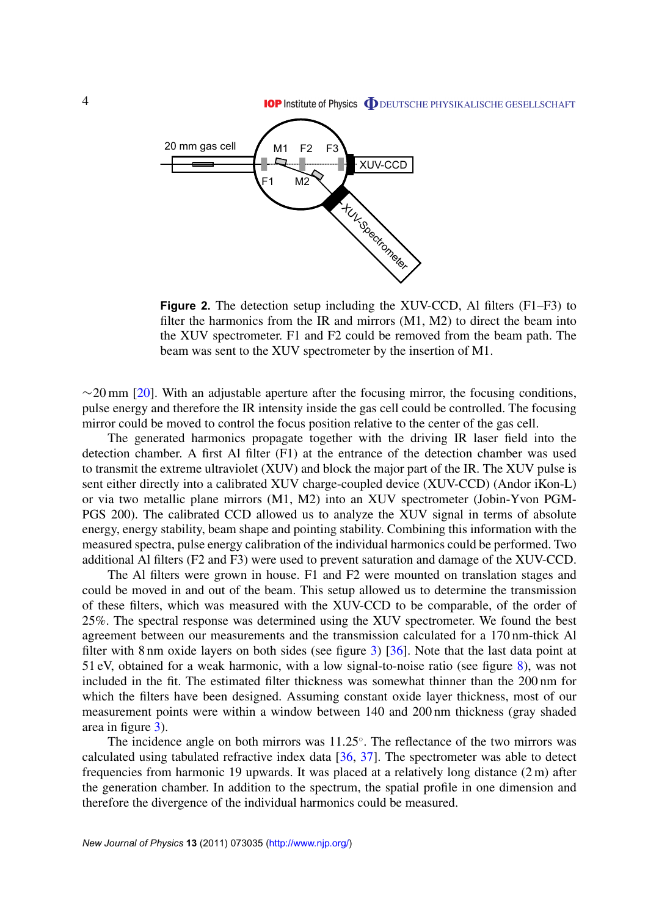**Figure 2.** The detection setup including the XUV-CCD, Al filters (F1–F3) to filter the harmonics from the IR and mirrors (M1, M2) to direct the beam into the XUV spectrometer. F1 and F2 could be removed from the beam path. The beam was sent to the XUV spectrometer by the insertion of M1.

$\sim$20 mm [20]. With an adjustable aperture after the focusing mirror, the focusing conditions, pulse energy and therefore the IR intensity inside the gas cell could be controlled. The focusing mirror could be moved to control the focus position relative to the center of the gas cell.

The generated harmonics propagate together with the driving IR laser field into the detection chamber. A first Al filter (F1) at the entrance of the detection chamber was used to transmit the extreme ultraviolet (XUV) and block the major part of the IR. The XUV pulse is sent either directly into a calibrated XUV charge-coupled device (XUV-CCD) (Andor iKon-L) or via two metallic plane mirrors (M1, M2) into an XUV spectrometer (Jobin-Yvon PGM-PGS 200). The calibrated CCD allowed us to analyze the XUV signal in terms of absolute energy, energy stability, beam shape and pointing stability. Combining this information with the measured spectra, pulse energy calibration of the individual harmonics could be performed. Two additional Al filters (F2 and F3) were used to prevent saturation and damage of the XUV-CCD.

The Al filters were grown in house. F1 and F2 were mounted on translation stages and could be moved in and out of the beam. This setup allowed us to determine the transmission of these filters, which was measured with the XUV-CCD to be comparable, of the order of 25%. The spectral response was determined using the XUV spectrometer. We found the best agreement between our measurements and the transmission calculated for a 170 nm-thick Al filter with 8 nm oxide layers on both sides (see figure 3) [36]. Note that the last data point at 51 eV, obtained for a weak harmonic, with a low signal-to-noise ratio (see figure 8), was not included in the fit. The estimated filter thickness was somewhat thinner than the 200 nm for which the filters have been designed. Assuming constant oxide layer thickness, most of our measurement points were within a window between 140 and 200 nm thickness (gray shaded area in figure 3).

The incidence angle on both mirrors was 11.25°. The reflectance of the two mirrors was calculated using tabulated refractive index data [36, 37]. The spectrometer was able to detect frequencies from harmonic 19 upwards. It was placed at a relatively long distance (2 m) after the generation chamber. In addition to the spectrum, the spatial profile in one dimension and therefore the divergence of the individual harmonics could be measured.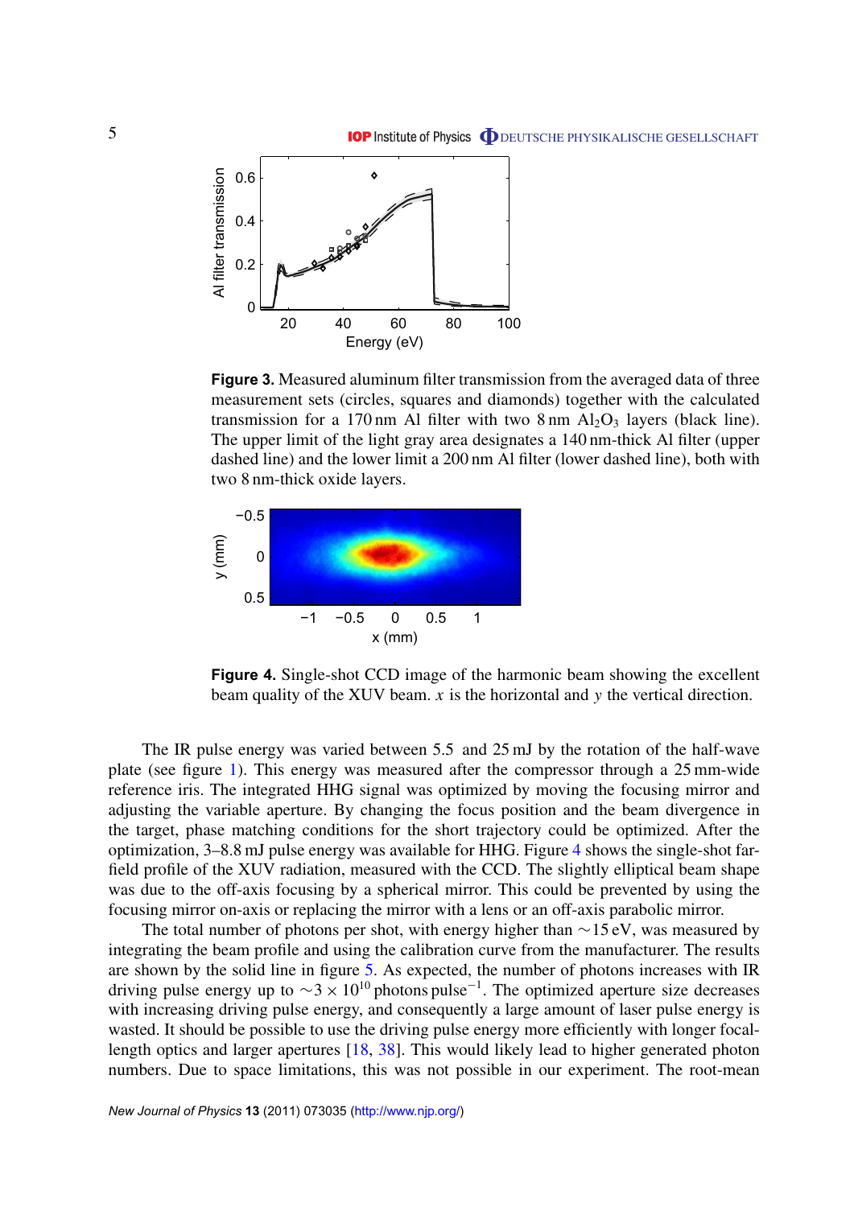**Figure 3.** Measured aluminum filter transmission from the averaged data of three measurement sets (circles, squares and diamonds) together with the calculated transmission for a 170 nm Al filter with two 8 nm $Al_2O_3$ layers (black line). The upper limit of the light gray area designates a 140 nm-thick Al filter (upper dashed line) and the lower limit a 200 nm Al filter (lower dashed line), both with two 8 nm-thick oxide layers.

**Figure 4.** Single-shot CCD image of the harmonic beam showing the excellent beam quality of the XUV beam. $x$ is the horizontal and $y$ the vertical direction.

The IR pulse energy was varied between 5.5 and 25 mJ by the rotation of the half-wave plate (see figure 1). This energy was measured after the compressor through a 25 mm-wide reference iris. The integrated HHG signal was optimized by moving the focusing mirror and adjusting the variable aperture. By changing the focus position and the beam divergence in the target, phase matching conditions for the short trajectory could be optimized. After the optimization, 3–8.8 mJ pulse energy was available for HHG. Figure 4 shows the single-shot far-field profile of the XUV radiation, measured with the CCD. The slightly elliptical beam shape was due to the off-axis focusing by a spherical mirror. This could be prevented by using the focusing mirror on-axis or replacing the mirror with a lens or an off-axis parabolic mirror.

The total number of photons per shot, with energy higher than $\sim$15 eV, was measured by integrating the beam profile and using the calibration curve from the manufacturer. The results are shown by the solid line in figure 5. As expected, the number of photons increases with IR driving pulse energy up to $\sim 3 \times 10^{10}$ photons pulse$^{-1}$. The optimized aperture size decreases with increasing driving pulse energy, and consequently a large amount of laser pulse energy is wasted. It should be possible to use the driving pulse energy more efficiently with longer focal-length optics and larger apertures [18, 38]. This would likely lead to higher generated photon numbers. Due to space limitations, this was not possible in our experiment. The root-mean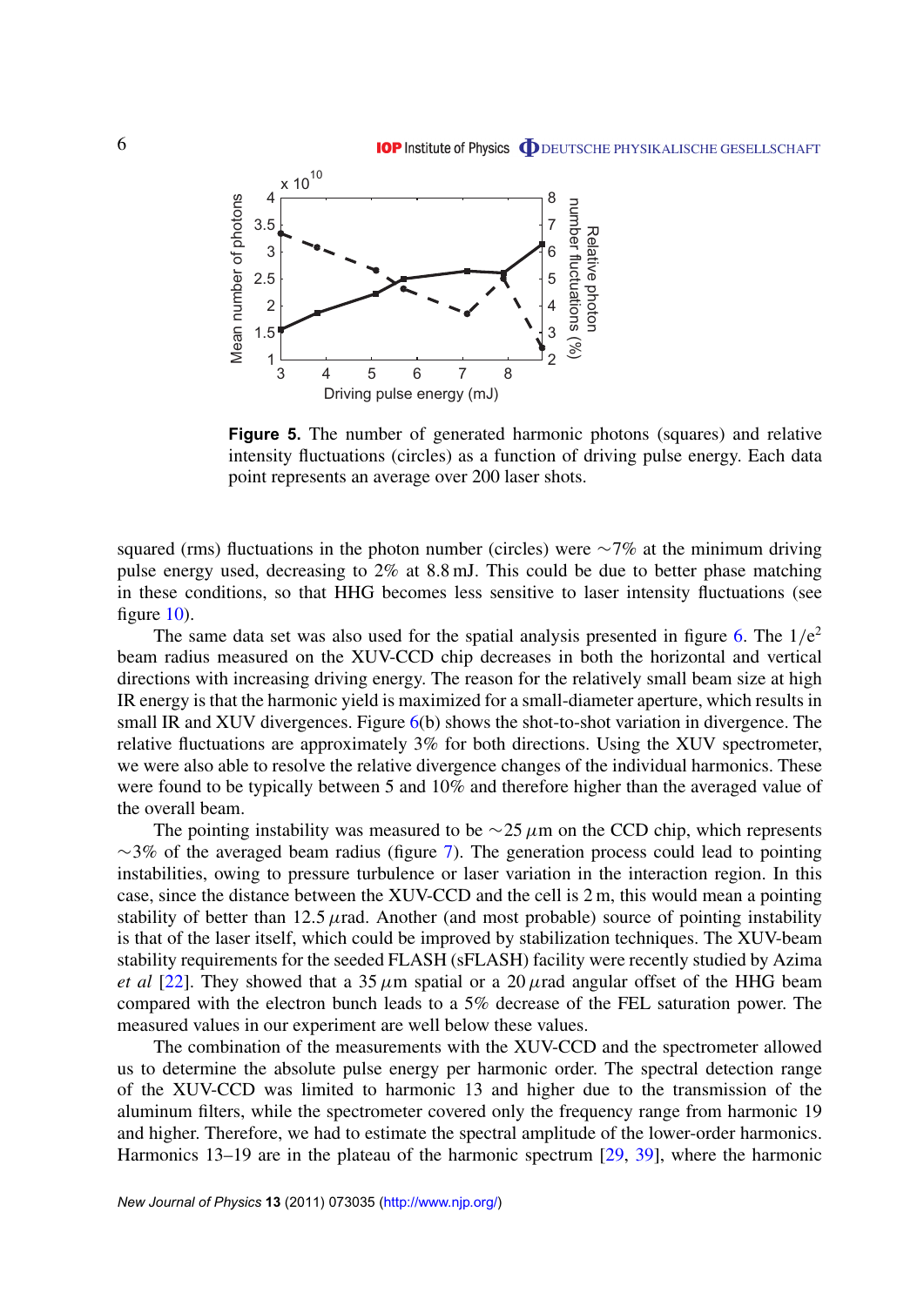**Figure 5.** The number of generated harmonic photons (squares) and relative intensity fluctuations (circles) as a function of driving pulse energy. Each data point represents an average over 200 laser shots.

squared (rms) fluctuations in the photon number (circles) were ∼7% at the minimum driving pulse energy used, decreasing to 2% at 8.8 mJ. This could be due to better phase matching in these conditions, so that HHG becomes less sensitive to laser intensity fluctuations (see figure 10).

The same data set was also used for the spatial analysis presented in figure 6. The $1/e^2$ beam radius measured on the XUV-CCD chip decreases in both the horizontal and vertical directions with increasing driving energy. The reason for the relatively small beam size at high IR energy is that the harmonic yield is maximized for a small-diameter aperture, which results in small IR and XUV divergences. Figure 6(b) shows the shot-to-shot variation in divergence. The relative fluctuations are approximately 3% for both directions. Using the XUV spectrometer, we were also able to resolve the relative divergence changes of the individual harmonics. These were found to be typically between 5 and 10% and therefore higher than the averaged value of the overall beam.

The pointing instability was measured to be ∼25 $\mu$m on the CCD chip, which represents ∼3% of the averaged beam radius (figure 7). The generation process could lead to pointing instabilities, owing to pressure turbulence or laser variation in the interaction region. In this case, since the distance between the XUV-CCD and the cell is 2 m, this would mean a pointing stability of better than 12.5 $\mu$rad. Another (and most probable) source of pointing instability is that of the laser itself, which could be improved by stabilization techniques. The XUV-beam stability requirements for the seeded FLASH (sFLASH) facility were recently studied by Azima *et al* [22]. They showed that a 35 $\mu$m spatial or a 20 $\mu$rad angular offset of the HHG beam compared with the electron bunch leads to a 5% decrease of the FEL saturation power. The measured values in our experiment are well below these values.

The combination of the measurements with the XUV-CCD and the spectrometer allowed us to determine the absolute pulse energy per harmonic order. The spectral detection range of the XUV-CCD was limited to harmonic 13 and higher due to the transmission of the aluminum filters, while the spectrometer covered only the frequency range from harmonic 19 and higher. Therefore, we had to estimate the spectral amplitude of the lower-order harmonics. Harmonics 13–19 are in the plateau of the harmonic spectrum [29, 39], where the harmonic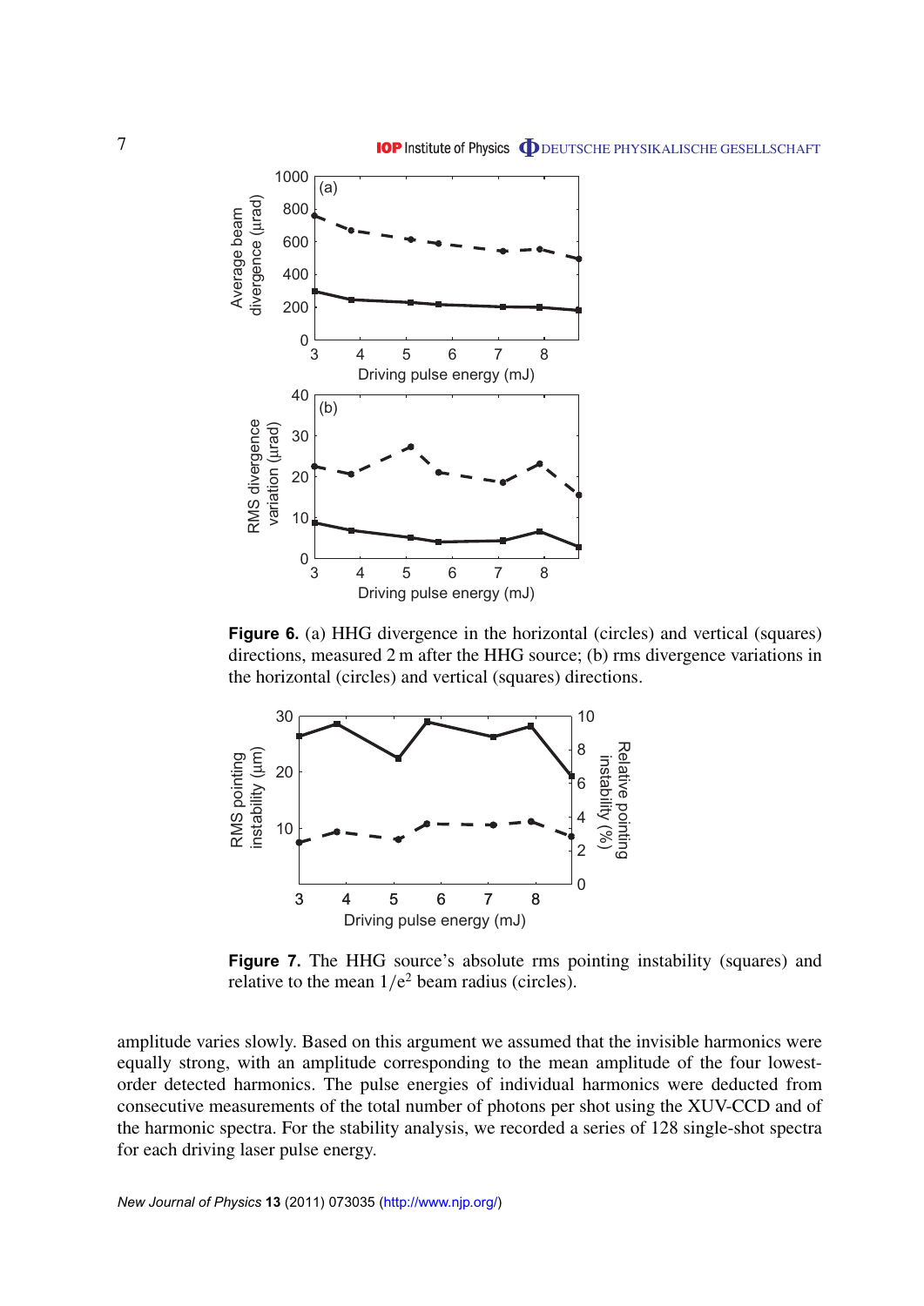**Figure 6.** (a) HHG divergence in the horizontal (circles) and vertical (squares) directions, measured 2 m after the HHG source; (b) rms divergence variations in the horizontal (circles) and vertical (squares) directions.

**Figure 7.** The HHG source's absolute rms pointing instability (squares) and relative to the mean $1/e^2$ beam radius (circles).

amplitude varies slowly. Based on this argument we assumed that the invisible harmonics were equally strong, with an amplitude corresponding to the mean amplitude of the four lowest-order detected harmonics. The pulse energies of individual harmonics were deducted from consecutive measurements of the total number of photons per shot using the XUV-CCD and of the harmonic spectra. For the stability analysis, we recorded a series of 128 single-shot spectra for each driving laser pulse energy.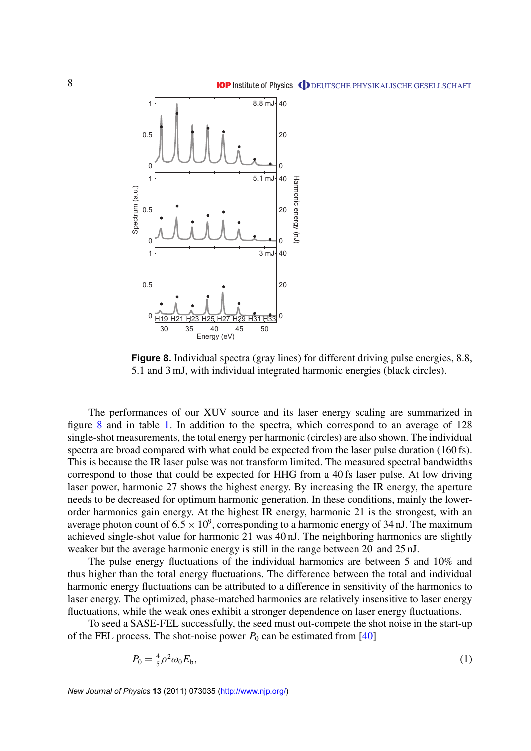**Figure 8.** Individual spectra (gray lines) for different driving pulse energies, 8.8, 5.1 and 3 mJ, with individual integrated harmonic energies (black circles).

The performances of our XUV source and its laser energy scaling are summarized in figure 8 and in table 1. In addition to the spectra, which correspond to an average of 128 single-shot measurements, the total energy per harmonic (circles) are also shown. The individual spectra are broad compared with what could be expected from the laser pulse duration (160 fs). This is because the IR laser pulse was not transform limited. The measured spectral bandwidths correspond to those that could be expected for HHG from a 40 fs laser pulse. At low driving laser power, harmonic 27 shows the highest energy. By increasing the IR energy, the aperture needs to be decreased for optimum harmonic generation. In these conditions, mainly the lower-order harmonics gain energy. At the highest IR energy, harmonic 21 is the strongest, with an average photon count of $6.5 \times 10^9$, corresponding to a harmonic energy of 34 nJ. The maximum achieved single-shot value for harmonic 21 was 40 nJ. The neighboring harmonics are slightly weaker but the average harmonic energy is still in the range between 20 and 25 nJ.

The pulse energy fluctuations of the individual harmonics are between 5 and 10% and thus higher than the total energy fluctuations. The difference between the total and individual harmonic energy fluctuations can be attributed to a difference in sensitivity of the harmonics to laser energy. The optimized, phase-matched harmonics are relatively insensitive to laser energy fluctuations, while the weak ones exhibit a stronger dependence on laser energy fluctuations.

To seed a SASE-FEL successfully, the seed must out-compete the shot noise in the start-up of the FEL process. The shot-noise power $P_0$ can be estimated from [40]

$$P_0 = \tfrac{4}{5}\rho^2\omega_0 E_b, \tag{1}$$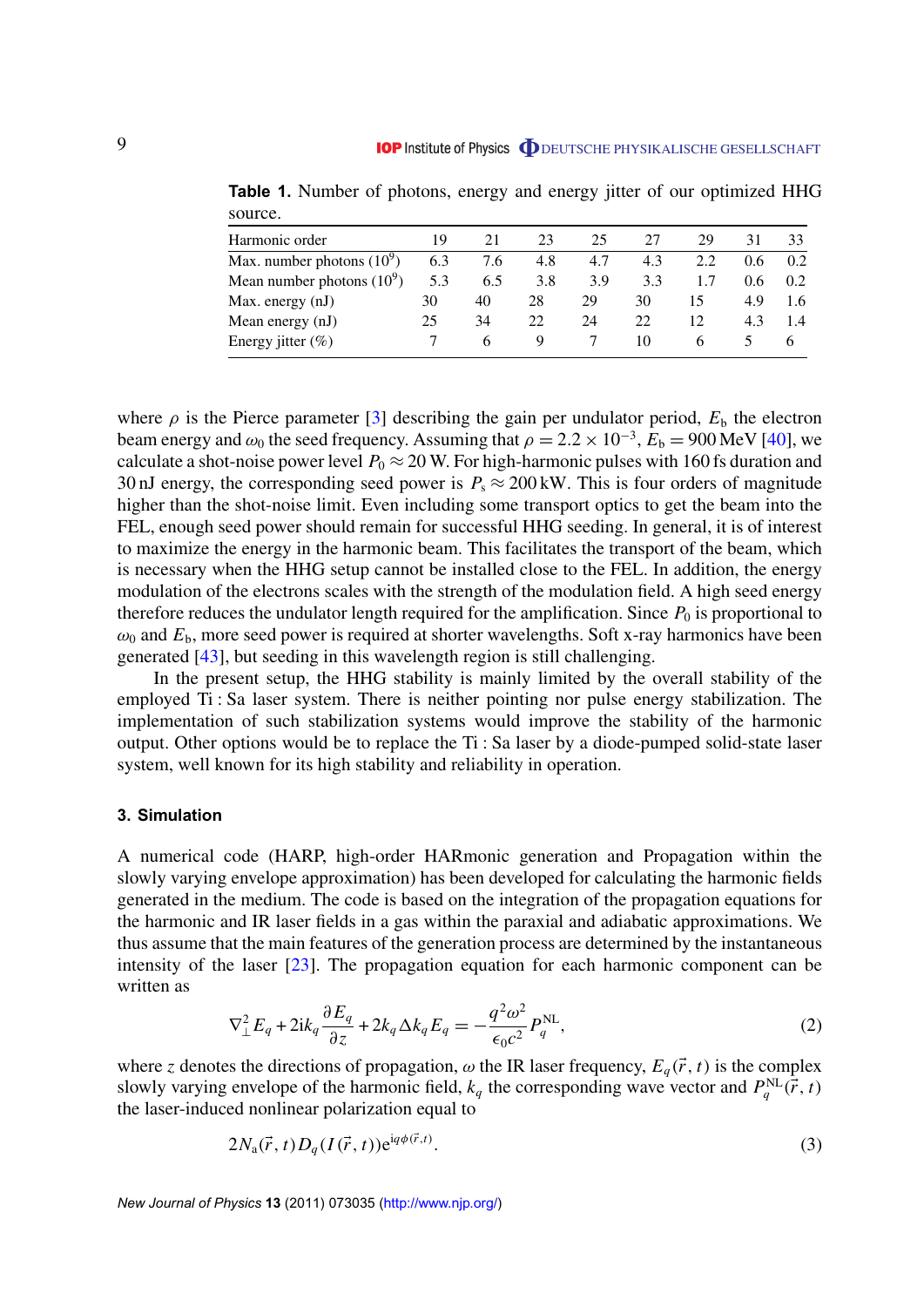**Table 1.** Number of photons, energy and energy jitter of our optimized HHG source.

| Harmonic order | 19 | 21 | 23 | 25 | 27 | 29 | 31 | 33 |
|---|---|---|---|---|---|---|---|---|
| Max. number photons ($10^9$) | 6.3 | 7.6 | 4.8 | 4.7 | 4.3 | 2.2 | 0.6 | 0.2 |
| Mean number photons ($10^9$) | 5.3 | 6.5 | 3.8 | 3.9 | 3.3 | 1.7 | 0.6 | 0.2 |
| Max. energy (nJ) | 30 | 40 | 28 | 29 | 30 | 15 | 4.9 | 1.6 |
| Mean energy (nJ) | 25 | 34 | 22 | 24 | 22 | 12 | 4.3 | 1.4 |
| Energy jitter (%) | 7 | 6 | 9 | 7 | 10 | 6 | 5 | 6 |

where $\rho$ is the Pierce parameter [3] describing the gain per undulator period, $E_\mathrm{b}$ the electron beam energy and $\omega_0$ the seed frequency. Assuming that $\rho = 2.2 \times 10^{-3}$, $E_\mathrm{b} = 900\,\mathrm{MeV}$ [40], we calculate a shot-noise power level $P_0 \approx 20\,\mathrm{W}$. For high-harmonic pulses with 160 fs duration and 30 nJ energy, the corresponding seed power is $P_\mathrm{s} \approx 200\,\mathrm{kW}$. This is four orders of magnitude higher than the shot-noise limit. Even including some transport optics to get the beam into the FEL, enough seed power should remain for successful HHG seeding. In general, it is of interest to maximize the energy in the harmonic beam. This facilitates the transport of the beam, which is necessary when the HHG setup cannot be installed close to the FEL. In addition, the energy modulation of the electrons scales with the strength of the modulation field. A high seed energy therefore reduces the undulator length required for the amplification. Since $P_0$ is proportional to $\omega_0$ and $E_\mathrm{b}$, more seed power is required at shorter wavelengths. Soft x-ray harmonics have been generated [43], but seeding in this wavelength region is still challenging.

In the present setup, the HHG stability is mainly limited by the overall stability of the employed Ti : Sa laser system. There is neither pointing nor pulse energy stabilization. The implementation of such stabilization systems would improve the stability of the harmonic output. Other options would be to replace the Ti : Sa laser by a diode-pumped solid-state laser system, well known for its high stability and reliability in operation.

## 3. Simulation

A numerical code (HARP, high-order HARmonic generation and Propagation within the slowly varying envelope approximation) has been developed for calculating the harmonic fields generated in the medium. The code is based on the integration of the propagation equations for the harmonic and IR laser fields in a gas within the paraxial and adiabatic approximations. We thus assume that the main features of the generation process are determined by the instantaneous intensity of the laser [23]. The propagation equation for each harmonic component can be written as

$$\nabla_\perp^2 E_q + 2\mathrm{i}k_q \frac{\partial E_q}{\partial z} + 2k_q \Delta k_q E_q = -\frac{q^2\omega^2}{\epsilon_0 c^2} P_q^{\mathrm{NL}}, \tag{2}$$

where $z$ denotes the directions of propagation, $\omega$ the IR laser frequency, $E_q(\vec{r}, t)$ is the complex slowly varying envelope of the harmonic field, $k_q$ the corresponding wave vector and $P_q^{\mathrm{NL}}(\vec{r}, t)$ the laser-induced nonlinear polarization equal to

$$2N_\mathrm{a}(\vec{r}, t) D_q(I(\vec{r}, t)) \mathrm{e}^{\mathrm{i}q\phi(\vec{r}, t)}. \tag{3}$$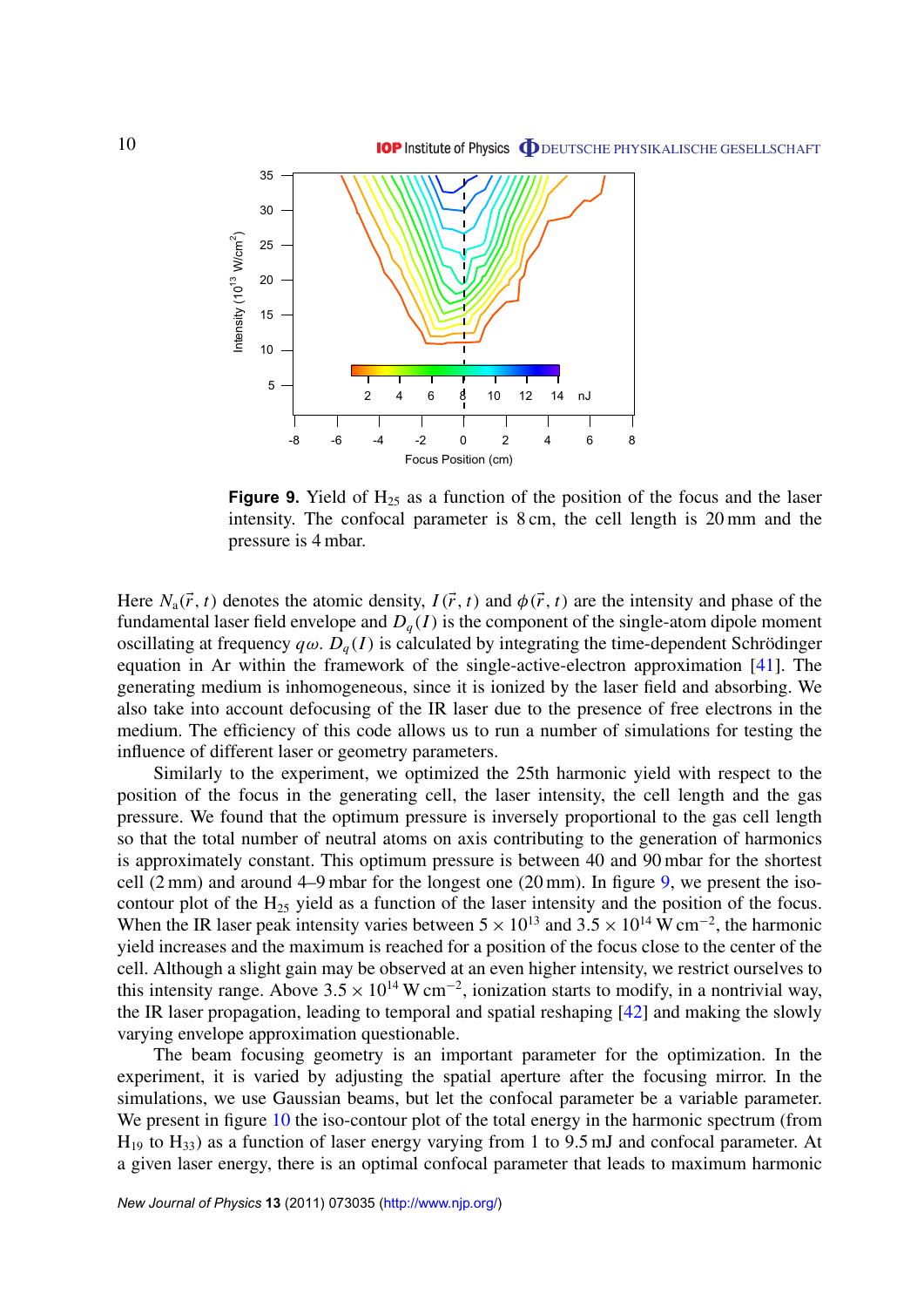**Figure 9.** Yield of $H_{25}$ as a function of the position of the focus and the laser intensity. The confocal parameter is 8 cm, the cell length is 20 mm and the pressure is 4 mbar.

Here $N_a(\vec{r}, t)$ denotes the atomic density, $I(\vec{r}, t)$ and $\phi(\vec{r}, t)$ are the intensity and phase of the fundamental laser field envelope and $D_q(I)$ is the component of the single-atom dipole moment oscillating at frequency $q\omega$. $D_q(I)$ is calculated by integrating the time-dependent Schrödinger equation in Ar within the framework of the single-active-electron approximation [41]. The generating medium is inhomogeneous, since it is ionized by the laser field and absorbing. We also take into account defocusing of the IR laser due to the presence of free electrons in the medium. The efficiency of this code allows us to run a number of simulations for testing the influence of different laser or geometry parameters.

Similarly to the experiment, we optimized the 25th harmonic yield with respect to the position of the focus in the generating cell, the laser intensity, the cell length and the gas pressure. We found that the optimum pressure is inversely proportional to the gas cell length so that the total number of neutral atoms on axis contributing to the generation of harmonics is approximately constant. This optimum pressure is between 40 and 90 mbar for the shortest cell (2 mm) and around 4–9 mbar for the longest one (20 mm). In figure 9, we present the iso-contour plot of the $H_{25}$ yield as a function of the laser intensity and the position of the focus. When the IR laser peak intensity varies between $5 \times 10^{13}$ and $3.5 \times 10^{14}$ W cm$^{-2}$, the harmonic yield increases and the maximum is reached for a position of the focus close to the center of the cell. Although a slight gain may be observed at an even higher intensity, we restrict ourselves to this intensity range. Above $3.5 \times 10^{14}$ W cm$^{-2}$, ionization starts to modify, in a nontrivial way, the IR laser propagation, leading to temporal and spatial reshaping [42] and making the slowly varying envelope approximation questionable.

The beam focusing geometry is an important parameter for the optimization. In the experiment, it is varied by adjusting the spatial aperture after the focusing mirror. In the simulations, we use Gaussian beams, but let the confocal parameter be a variable parameter. We present in figure 10 the iso-contour plot of the total energy in the harmonic spectrum (from $H_{19}$ to $H_{33}$) as a function of laser energy varying from 1 to 9.5 mJ and confocal parameter. At a given laser energy, there is an optimal confocal parameter that leads to maximum harmonic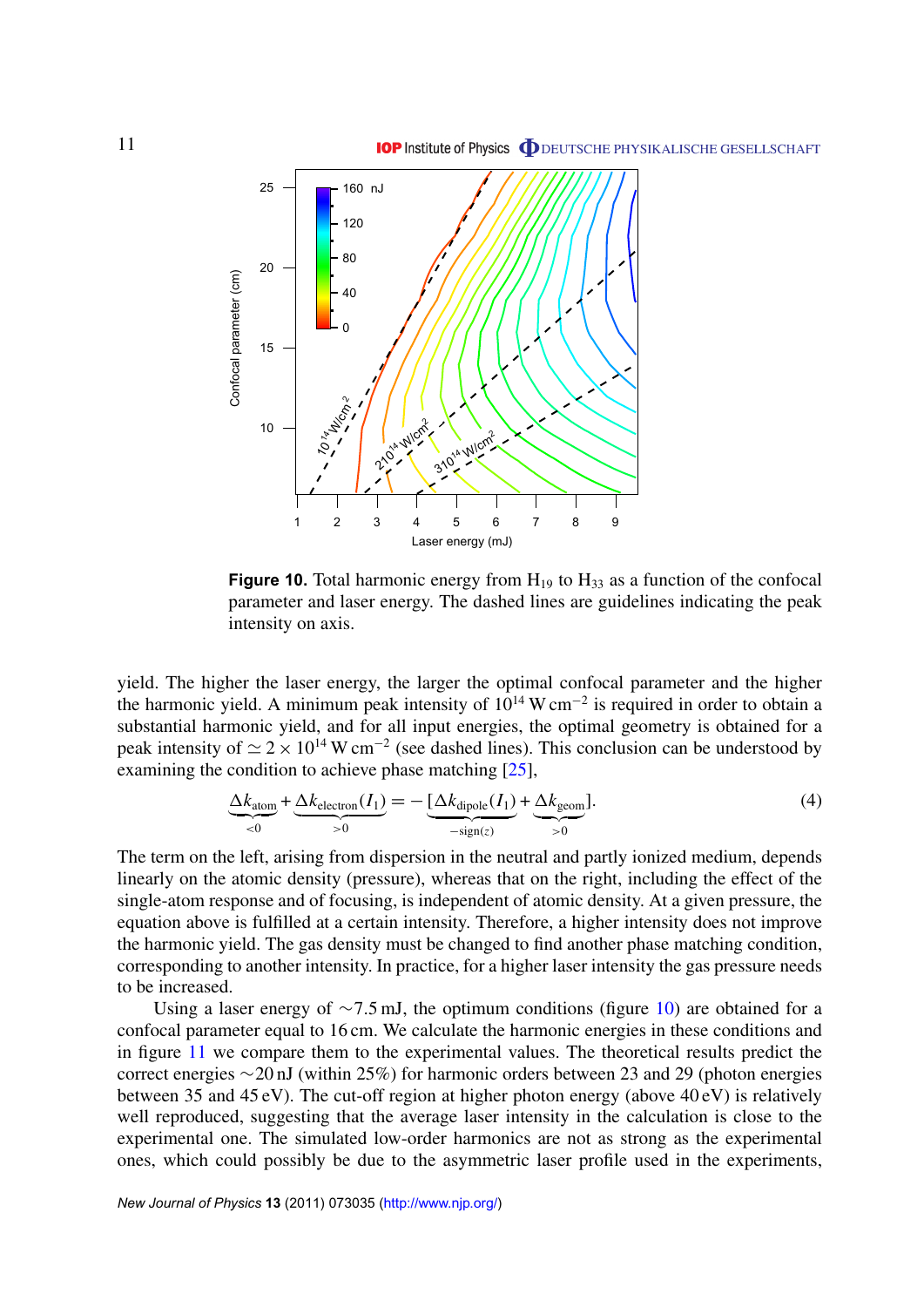**Figure 10.** Total harmonic energy from $H_{19}$ to $H_{33}$ as a function of the confocal parameter and laser energy. The dashed lines are guidelines indicating the peak intensity on axis.

yield. The higher the laser energy, the larger the optimal confocal parameter and the higher the harmonic yield. A minimum peak intensity of $10^{14}\,\mathrm{W\,cm^{-2}}$ is required in order to obtain a substantial harmonic yield, and for all input energies, the optimal geometry is obtained for a peak intensity of $\simeq 2\times10^{14}\,\mathrm{W\,cm^{-2}}$ (see dashed lines). This conclusion can be understood by examining the condition to achieve phase matching [25],

$$\underbrace{\Delta k_{\mathrm{atom}}}_{<0} + \underbrace{\Delta k_{\mathrm{electron}}(I_1)}_{>0} = -[\underbrace{\Delta k_{\mathrm{dipole}}(I_1)}_{-\mathrm{sign}(z)} + \underbrace{\Delta k_{\mathrm{geom}}}_{>0}]. \tag{4}$$

The term on the left, arising from dispersion in the neutral and partly ionized medium, depends linearly on the atomic density (pressure), whereas that on the right, including the effect of the single-atom response and of focusing, is independent of atomic density. At a given pressure, the equation above is fulfilled at a certain intensity. Therefore, a higher intensity does not improve the harmonic yield. The gas density must be changed to find another phase matching condition, corresponding to another intensity. In practice, for a higher laser intensity the gas pressure needs to be increased.

Using a laser energy of $\sim$7.5 mJ, the optimum conditions (figure 10) are obtained for a confocal parameter equal to 16 cm. We calculate the harmonic energies in these conditions and in figure 11 we compare them to the experimental values. The theoretical results predict the correct energies $\sim$20 nJ (within 25%) for harmonic orders between 23 and 29 (photon energies between 35 and 45 eV). The cut-off region at higher photon energy (above 40 eV) is relatively well reproduced, suggesting that the average laser intensity in the calculation is close to the experimental one. The simulated low-order harmonics are not as strong as the experimental ones, which could possibly be due to the asymmetric laser profile used in the experiments,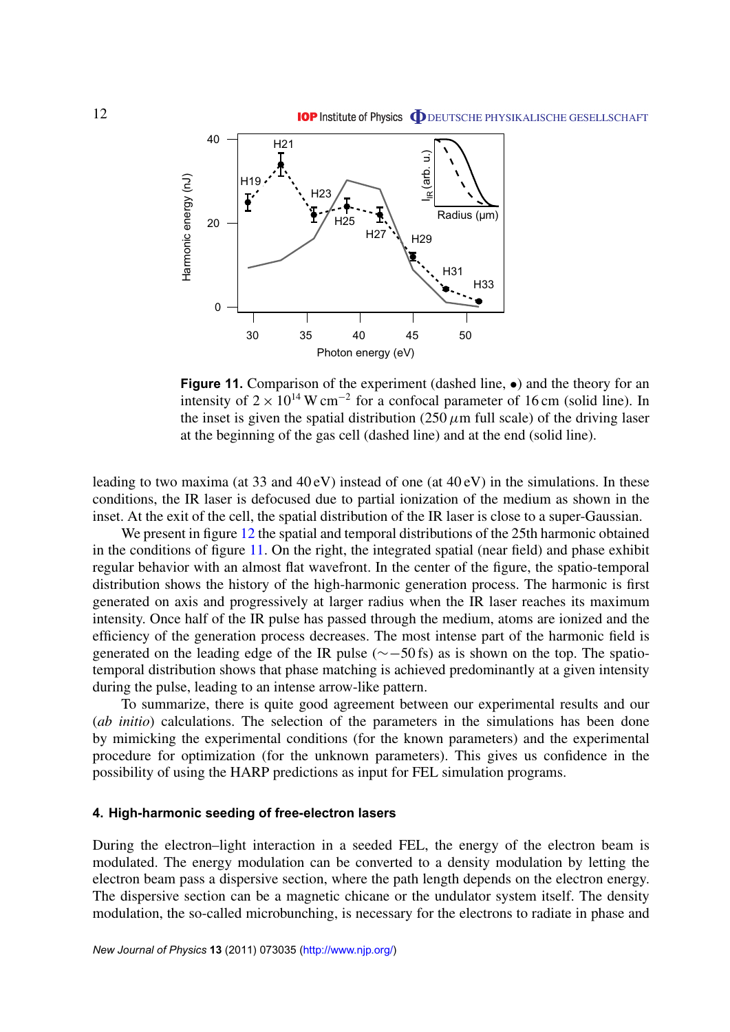**Figure 11.** Comparison of the experiment (dashed line, •) and the theory for an intensity of $2 \times 10^{14}\,\mathrm{W\,cm^{-2}}$ for a confocal parameter of 16 cm (solid line). In the inset is given the spatial distribution (250 $\mu$m full scale) of the driving laser at the beginning of the gas cell (dashed line) and at the end (solid line).

leading to two maxima (at 33 and 40 eV) instead of one (at 40 eV) in the simulations. In these conditions, the IR laser is defocused due to partial ionization of the medium as shown in the inset. At the exit of the cell, the spatial distribution of the IR laser is close to a super-Gaussian.

We present in figure 12 the spatial and temporal distributions of the 25th harmonic obtained in the conditions of figure 11. On the right, the integrated spatial (near field) and phase exhibit regular behavior with an almost flat wavefront. In the center of the figure, the spatio-temporal distribution shows the history of the high-harmonic generation process. The harmonic is first generated on axis and progressively at larger radius when the IR laser reaches its maximum intensity. Once half of the IR pulse has passed through the medium, atoms are ionized and the efficiency of the generation process decreases. The most intense part of the harmonic field is generated on the leading edge of the IR pulse ($\sim -50$ fs) as is shown on the top. The spatio-temporal distribution shows that phase matching is achieved predominantly at a given intensity during the pulse, leading to an intense arrow-like pattern.

To summarize, there is quite good agreement between our experimental results and our (*ab initio*) calculations. The selection of the parameters in the simulations has been done by mimicking the experimental conditions (for the known parameters) and the experimental procedure for optimization (for the unknown parameters). This gives us confidence in the possibility of using the HARP predictions as input for FEL simulation programs.

### 4. High-harmonic seeding of free-electron lasers

During the electron–light interaction in a seeded FEL, the energy of the electron beam is modulated. The energy modulation can be converted to a density modulation by letting the electron beam pass a dispersive section, where the path length depends on the electron energy. The dispersive section can be a magnetic chicane or the undulator system itself. The density modulation, the so-called microbunching, is necessary for the electrons to radiate in phase and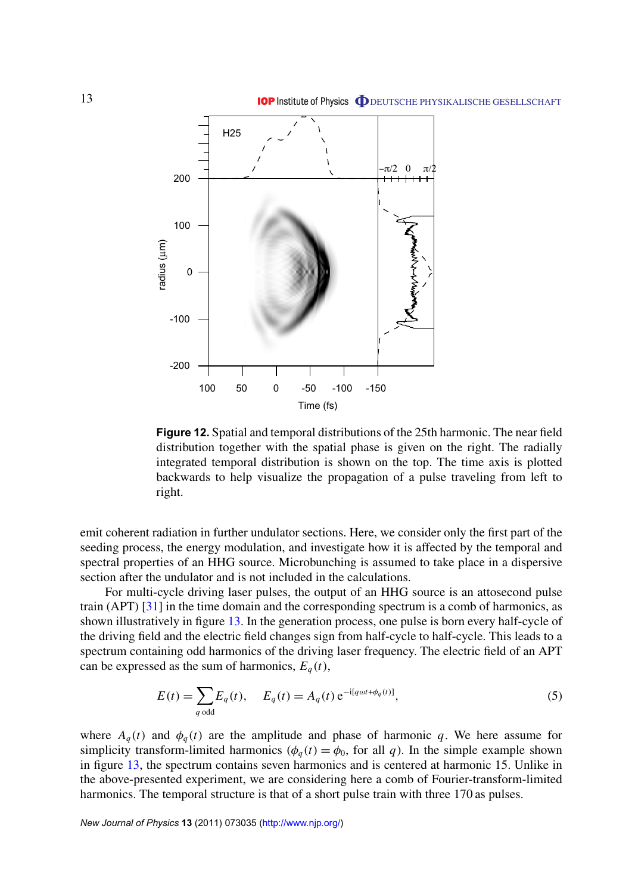**Figure 12.** Spatial and temporal distributions of the 25th harmonic. The near field distribution together with the spatial phase is given on the right. The radially integrated temporal distribution is shown on the top. The time axis is plotted backwards to help visualize the propagation of a pulse traveling from left to right.

emit coherent radiation in further undulator sections. Here, we consider only the first part of the seeding process, the energy modulation, and investigate how it is affected by the temporal and spectral properties of an HHG source. Microbunching is assumed to take place in a dispersive section after the undulator and is not included in the calculations.

For multi-cycle driving laser pulses, the output of an HHG source is an attosecond pulse train (APT) [31] in the time domain and the corresponding spectrum is a comb of harmonics, as shown illustratively in figure 13. In the generation process, one pulse is born every half-cycle of the driving field and the electric field changes sign from half-cycle to half-cycle. This leads to a spectrum containing odd harmonics of the driving laser frequency. The electric field of an APT can be expressed as the sum of harmonics, $E_q(t)$,

$$E(t) = \sum_{q \text{ odd}} E_q(t), \quad E_q(t) = A_q(t)\, \mathrm{e}^{-\mathrm{i}[q\omega t + \phi_q(t)]}, \tag{5}$$

where $A_q(t)$ and $\phi_q(t)$ are the amplitude and phase of harmonic $q$. We here assume for simplicity transform-limited harmonics ($\phi_q(t) = \phi_0$, for all $q$). In the simple example shown in figure 13, the spectrum contains seven harmonics and is centered at harmonic 15. Unlike in the above-presented experiment, we are considering here a comb of Fourier-transform-limited harmonics. The temporal structure is that of a short pulse train with three 170 as pulses.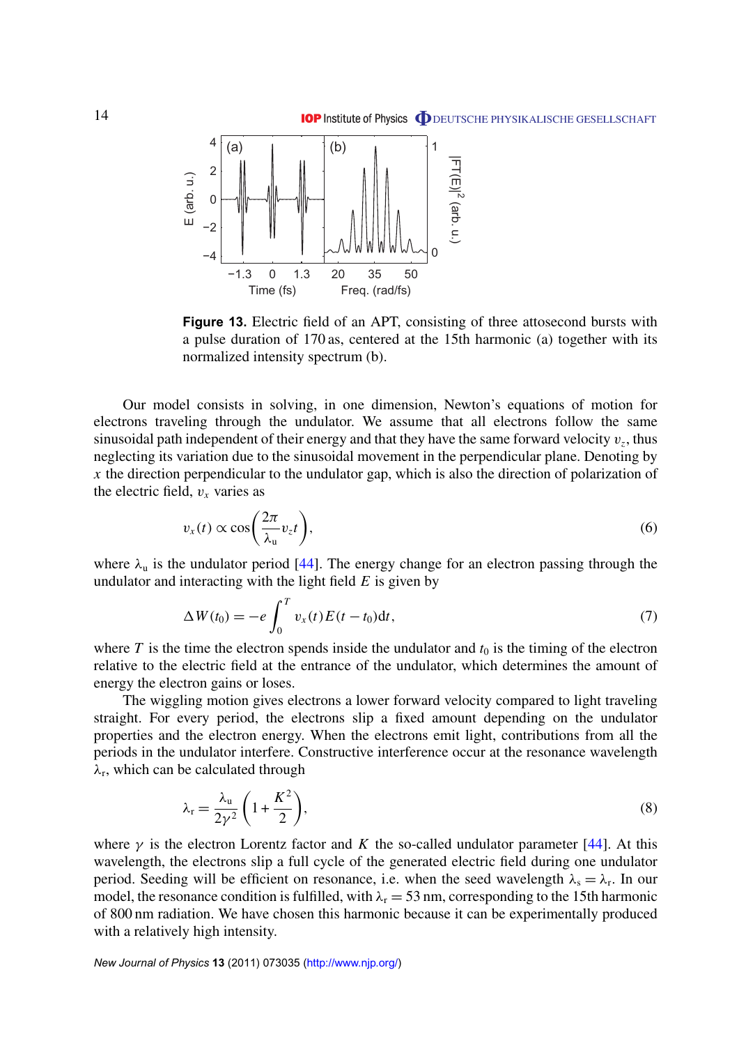**Figure 13.** Electric field of an APT, consisting of three attosecond bursts with a pulse duration of 170 as, centered at the 15th harmonic (a) together with its normalized intensity spectrum (b).

Our model consists in solving, in one dimension, Newton's equations of motion for electrons traveling through the undulator. We assume that all electrons follow the same sinusoidal path independent of their energy and that they have the same forward velocity $v_z$, thus neglecting its variation due to the sinusoidal movement in the perpendicular plane. Denoting by $x$ the direction perpendicular to the undulator gap, which is also the direction of polarization of the electric field, $v_x$ varies as

$$v_x(t) \propto \cos\left(\frac{2\pi}{\lambda_u} v_z t\right), \tag{6}$$

where $\lambda_u$ is the undulator period [44]. The energy change for an electron passing through the undulator and interacting with the light field $E$ is given by

$$\Delta W(t_0) = -e \int_0^T v_x(t) E(t - t_0) \mathrm{d}t, \tag{7}$$

where $T$ is the time the electron spends inside the undulator and $t_0$ is the timing of the electron relative to the electric field at the entrance of the undulator, which determines the amount of energy the electron gains or loses.

The wiggling motion gives electrons a lower forward velocity compared to light traveling straight. For every period, the electrons slip a fixed amount depending on the undulator properties and the electron energy. When the electrons emit light, contributions from all the periods in the undulator interfere. Constructive interference occur at the resonance wavelength $\lambda_r$, which can be calculated through

$$\lambda_r = \frac{\lambda_u}{2\gamma^2}\left(1 + \frac{K^2}{2}\right), \tag{8}$$

where $\gamma$ is the electron Lorentz factor and $K$ the so-called undulator parameter [44]. At this wavelength, the electrons slip a full cycle of the generated electric field during one undulator period. Seeding will be efficient on resonance, i.e. when the seed wavelength $\lambda_s = \lambda_r$. In our model, the resonance condition is fulfilled, with $\lambda_r = 53$ nm, corresponding to the 15th harmonic of 800 nm radiation. We have chosen this harmonic because it can be experimentally produced with a relatively high intensity.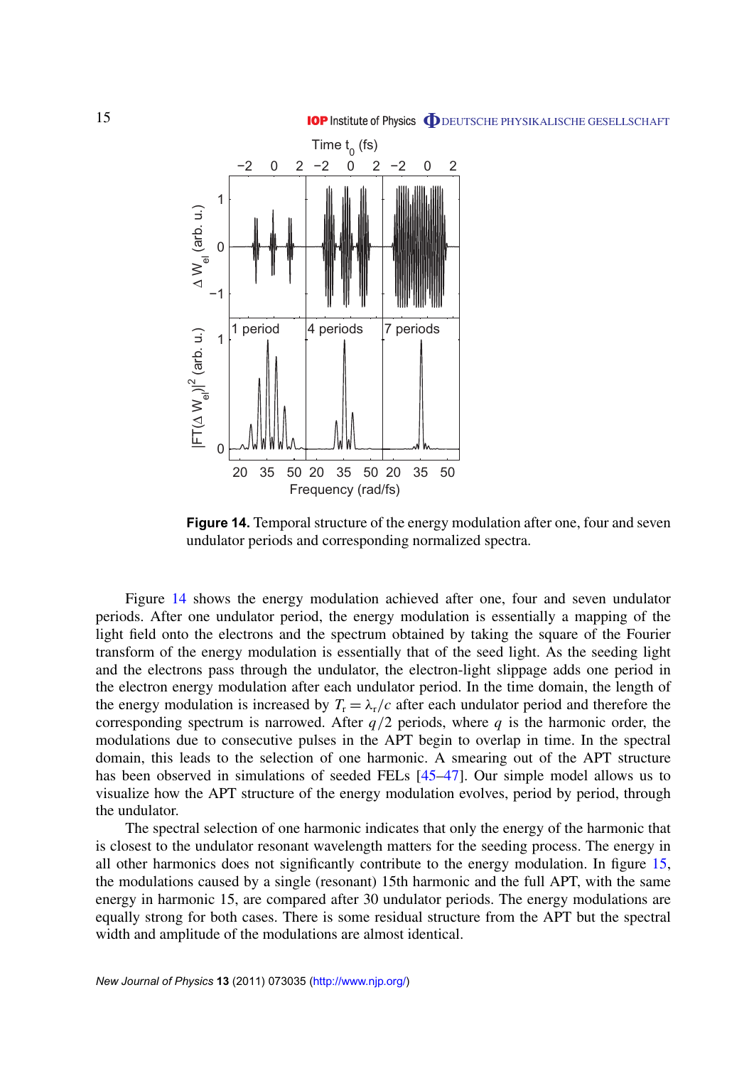**Figure 14.** Temporal structure of the energy modulation after one, four and seven undulator periods and corresponding normalized spectra.

Figure 14 shows the energy modulation achieved after one, four and seven undulator periods. After one undulator period, the energy modulation is essentially a mapping of the light field onto the electrons and the spectrum obtained by taking the square of the Fourier transform of the energy modulation is essentially that of the seed light. As the seeding light and the electrons pass through the undulator, the electron-light slippage adds one period in the electron energy modulation after each undulator period. In the time domain, the length of the energy modulation is increased by $T_\mathrm{r} = \lambda_\mathrm{r}/c$ after each undulator period and therefore the corresponding spectrum is narrowed. After $q/2$ periods, where $q$ is the harmonic order, the modulations due to consecutive pulses in the APT begin to overlap in time. In the spectral domain, this leads to the selection of one harmonic. A smearing out of the APT structure has been observed in simulations of seeded FELs [45–47]. Our simple model allows us to visualize how the APT structure of the energy modulation evolves, period by period, through the undulator.

The spectral selection of one harmonic indicates that only the energy of the harmonic that is closest to the undulator resonant wavelength matters for the seeding process. The energy in all other harmonics does not significantly contribute to the energy modulation. In figure 15, the modulations caused by a single (resonant) 15th harmonic and the full APT, with the same energy in harmonic 15, are compared after 30 undulator periods. The energy modulations are equally strong for both cases. There is some residual structure from the APT but the spectral width and amplitude of the modulations are almost identical.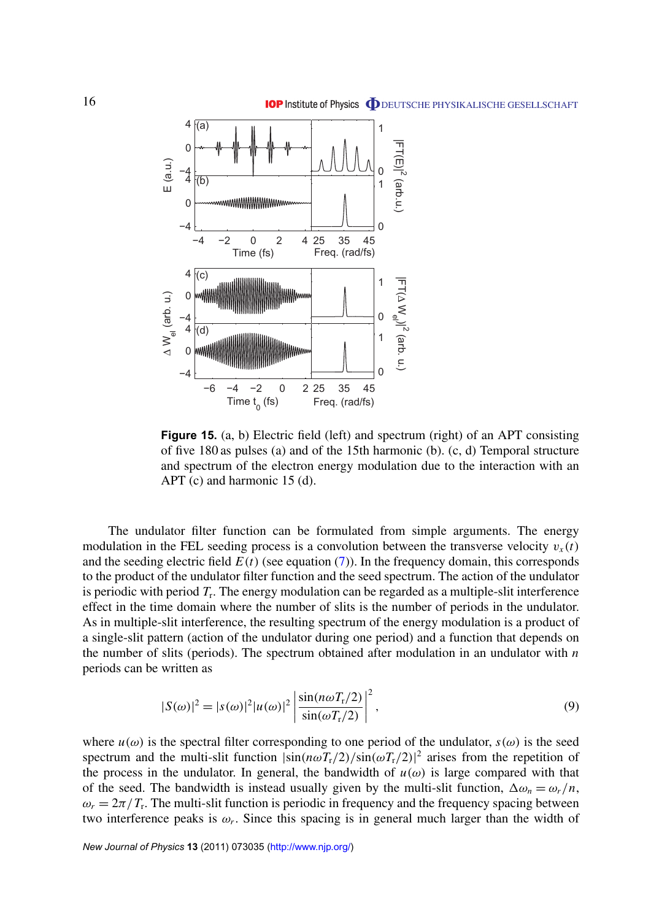**Figure 15.** (a, b) Electric field (left) and spectrum (right) of an APT consisting of five 180 as pulses (a) and of the 15th harmonic (b). (c, d) Temporal structure and spectrum of the electron energy modulation due to the interaction with an APT (c) and harmonic 15 (d).

The undulator filter function can be formulated from simple arguments. The energy modulation in the FEL seeding process is a convolution between the transverse velocity $v_x(t)$ and the seeding electric field $E(t)$ (see equation (7)). In the frequency domain, this corresponds to the product of the undulator filter function and the seed spectrum. The action of the undulator is periodic with period $T_r$. The energy modulation can be regarded as a multiple-slit interference effect in the time domain where the number of slits is the number of periods in the undulator. As in multiple-slit interference, the resulting spectrum of the energy modulation is a product of a single-slit pattern (action of the undulator during one period) and a function that depends on the number of slits (periods). The spectrum obtained after modulation in an undulator with $n$ periods can be written as

$$|S(\omega)|^2 = |s(\omega)|^2 |u(\omega)|^2 \left| \frac{\sin(n\omega T_r/2)}{\sin(\omega T_r/2)} \right|^2, \tag{9}$$

where $u(\omega)$ is the spectral filter corresponding to one period of the undulator, $s(\omega)$ is the seed spectrum and the multi-slit function $|\sin(n\omega T_r/2)/\sin(\omega T_r/2)|^2$ arises from the repetition of the process in the undulator. In general, the bandwidth of $u(\omega)$ is large compared with that of the seed. The bandwidth is instead usually given by the multi-slit function, $\Delta\omega_n = \omega_r/n$, $\omega_r = 2\pi/T_r$. The multi-slit function is periodic in frequency and the frequency spacing between two interference peaks is $\omega_r$. Since this spacing is in general much larger than the width of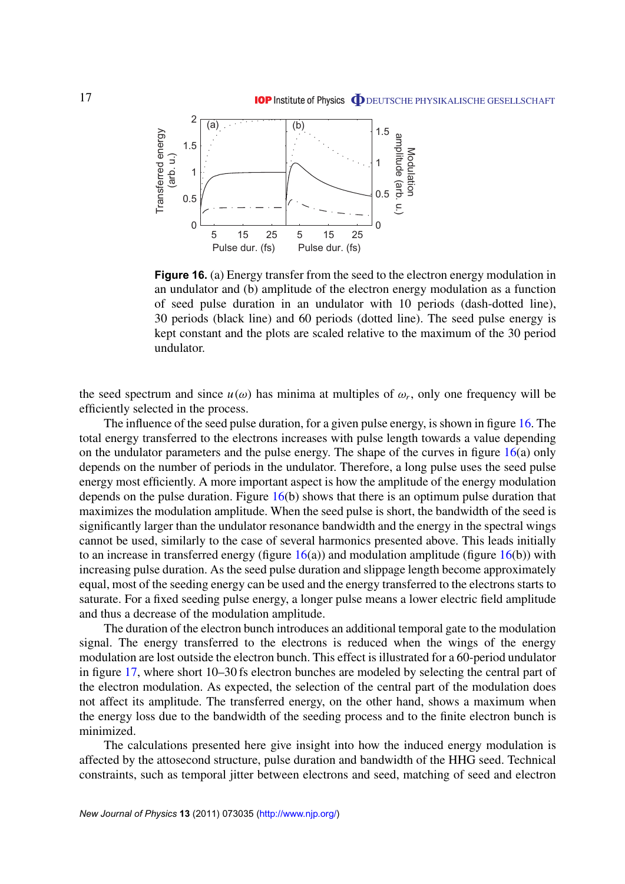**Figure 16.** (a) Energy transfer from the seed to the electron energy modulation in an undulator and (b) amplitude of the electron energy modulation as a function of seed pulse duration in an undulator with 10 periods (dash-dotted line), 30 periods (black line) and 60 periods (dotted line). The seed pulse energy is kept constant and the plots are scaled relative to the maximum of the 30 period undulator.

the seed spectrum and since $u(\omega)$ has minima at multiples of $\omega_r$, only one frequency will be efficiently selected in the process.

The influence of the seed pulse duration, for a given pulse energy, is shown in figure 16. The total energy transferred to the electrons increases with pulse length towards a value depending on the undulator parameters and the pulse energy. The shape of the curves in figure 16(a) only depends on the number of periods in the undulator. Therefore, a long pulse uses the seed pulse energy most efficiently. A more important aspect is how the amplitude of the energy modulation depends on the pulse duration. Figure 16(b) shows that there is an optimum pulse duration that maximizes the modulation amplitude. When the seed pulse is short, the bandwidth of the seed is significantly larger than the undulator resonance bandwidth and the energy in the spectral wings cannot be used, similarly to the case of several harmonics presented above. This leads initially to an increase in transferred energy (figure 16(a)) and modulation amplitude (figure 16(b)) with increasing pulse duration. As the seed pulse duration and slippage length become approximately equal, most of the seeding energy can be used and the energy transferred to the electrons starts to saturate. For a fixed seeding pulse energy, a longer pulse means a lower electric field amplitude and thus a decrease of the modulation amplitude.

The duration of the electron bunch introduces an additional temporal gate to the modulation signal. The energy transferred to the electrons is reduced when the wings of the energy modulation are lost outside the electron bunch. This effect is illustrated for a 60-period undulator in figure 17, where short 10–30 fs electron bunches are modeled by selecting the central part of the electron modulation. As expected, the selection of the central part of the modulation does not affect its amplitude. The transferred energy, on the other hand, shows a maximum when the energy loss due to the bandwidth of the seeding process and to the finite electron bunch is minimized.

The calculations presented here give insight into how the induced energy modulation is affected by the attosecond structure, pulse duration and bandwidth of the HHG seed. Technical constraints, such as temporal jitter between electrons and seed, matching of seed and electron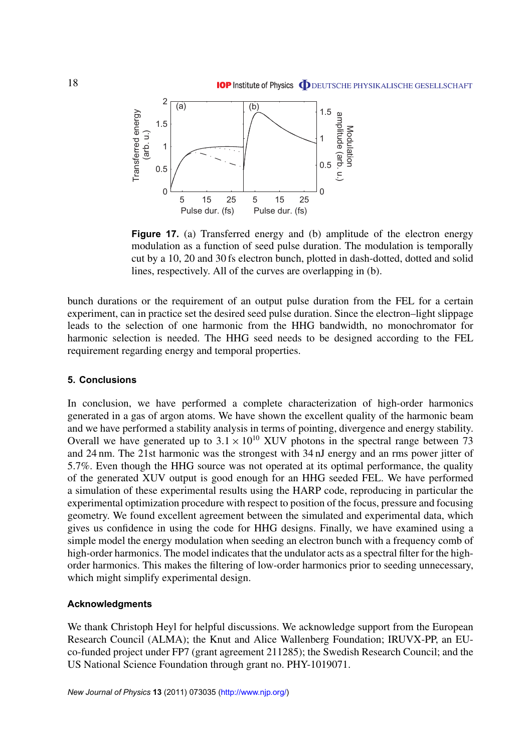**Figure 17.** (a) Transferred energy and (b) amplitude of the electron energy modulation as a function of seed pulse duration. The modulation is temporally cut by a 10, 20 and 30 fs electron bunch, plotted in dash-dotted, dotted and solid lines, respectively. All of the curves are overlapping in (b).

bunch durations or the requirement of an output pulse duration from the FEL for a certain experiment, can in practice set the desired seed pulse duration. Since the electron–light slippage leads to the selection of one harmonic from the HHG bandwidth, no monochromator for harmonic selection is needed. The HHG seed needs to be designed according to the FEL requirement regarding energy and temporal properties.

## 5. Conclusions

In conclusion, we have performed a complete characterization of high-order harmonics generated in a gas of argon atoms. We have shown the excellent quality of the harmonic beam and we have performed a stability analysis in terms of pointing, divergence and energy stability. Overall we have generated up to $3.1 \times 10^{10}$ XUV photons in the spectral range between 73 and 24 nm. The 21st harmonic was the strongest with 34 nJ energy and an rms power jitter of 5.7%. Even though the HHG source was not operated at its optimal performance, the quality of the generated XUV output is good enough for an HHG seeded FEL. We have performed a simulation of these experimental results using the HARP code, reproducing in particular the experimental optimization procedure with respect to position of the focus, pressure and focusing geometry. We found excellent agreement between the simulated and experimental data, which gives us confidence in using the code for HHG designs. Finally, we have examined using a simple model the energy modulation when seeding an electron bunch with a frequency comb of high-order harmonics. The model indicates that the undulator acts as a spectral filter for the high-order harmonics. This makes the filtering of low-order harmonics prior to seeding unnecessary, which might simplify experimental design.

### Acknowledgments

We thank Christoph Heyl for helpful discussions. We acknowledge support from the European Research Council (ALMA); the Knut and Alice Wallenberg Foundation; IRUVX-PP, an EU-co-funded project under FP7 (grant agreement 211285); the Swedish Research Council; and the US National Science Foundation through grant no. PHY-1019071.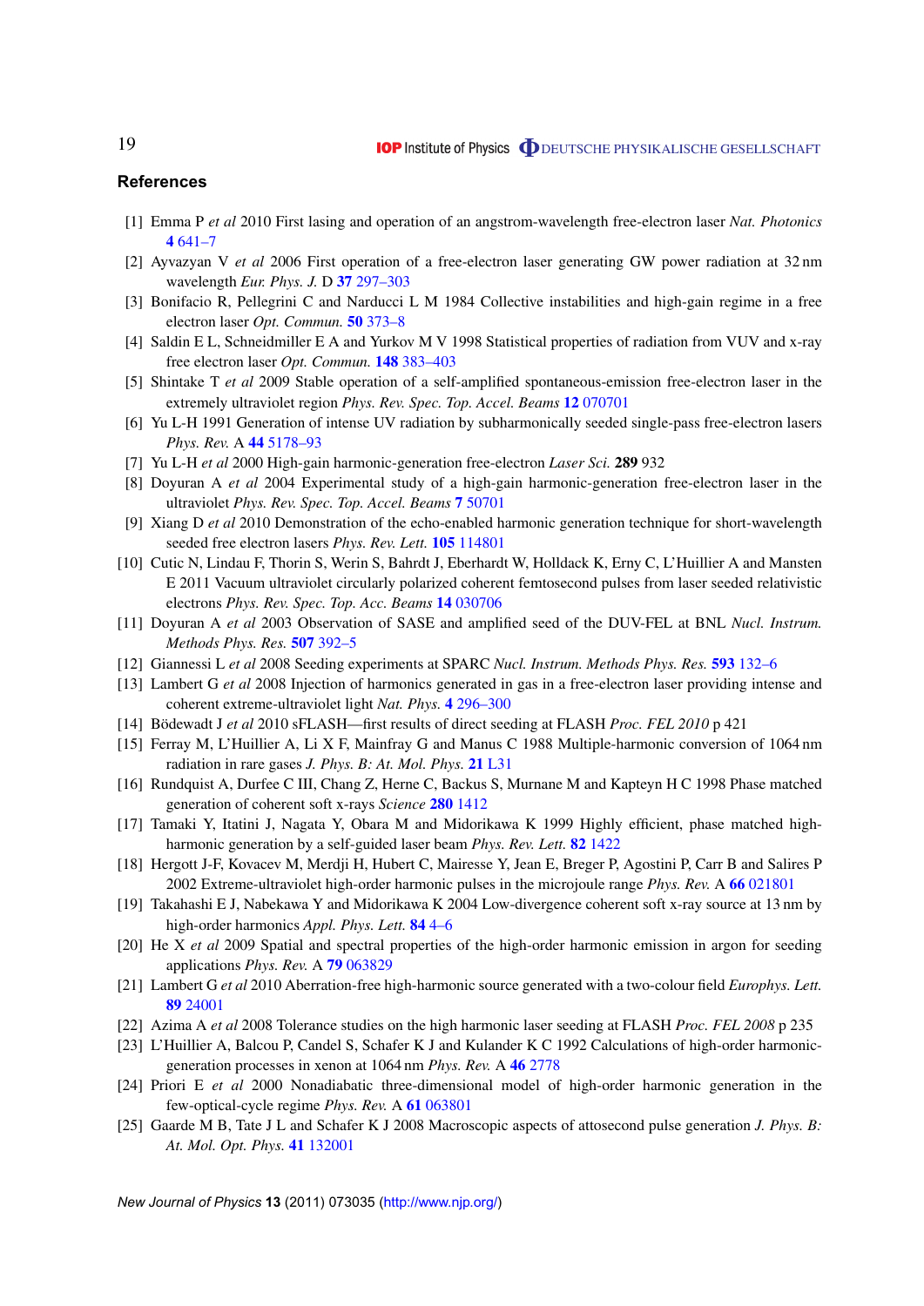## References

[1] Emma P *et al* 2010 First lasing and operation of an angstrom-wavelength free-electron laser *Nat. Photonics* **4** 641–7

[2] Ayvazyan V *et al* 2006 First operation of a free-electron laser generating GW power radiation at 32 nm wavelength *Eur. Phys. J.* D **37** 297–303

[3] Bonifacio R, Pellegrini C and Narducci L M 1984 Collective instabilities and high-gain regime in a free electron laser *Opt. Commun.* **50** 373–8

[4] Saldin E L, Schneidmiller E A and Yurkov M V 1998 Statistical properties of radiation from VUV and x-ray free electron laser *Opt. Commun.* **148** 383–403

[5] Shintake T *et al* 2009 Stable operation of a self-amplified spontaneous-emission free-electron laser in the extremely ultraviolet region *Phys. Rev. Spec. Top. Accel. Beams* **12** 070701

[6] Yu L-H 1991 Generation of intense UV radiation by subharmonically seeded single-pass free-electron lasers *Phys. Rev.* A **44** 5178–93

[7] Yu L-H *et al* 2000 High-gain harmonic-generation free-electron *Laser Sci.* **289** 932

[8] Doyuran A *et al* 2004 Experimental study of a high-gain harmonic-generation free-electron laser in the ultraviolet *Phys. Rev. Spec. Top. Accel. Beams* **7** 50701

[9] Xiang D *et al* 2010 Demonstration of the echo-enabled harmonic generation technique for short-wavelength seeded free electron lasers *Phys. Rev. Lett.* **105** 114801

[10] Cutic N, Lindau F, Thorin S, Werin S, Bahrdt J, Eberhardt W, Holldack K, Erny C, L'Huillier A and Mansten E 2011 Vacuum ultraviolet circularly polarized coherent femtosecond pulses from laser seeded relativistic electrons *Phys. Rev. Spec. Top. Acc. Beams* **14** 030706

[11] Doyuran A *et al* 2003 Observation of SASE and amplified seed of the DUV-FEL at BNL *Nucl. Instrum. Methods Phys. Res.* **507** 392–5

[12] Giannessi L *et al* 2008 Seeding experiments at SPARC *Nucl. Instrum. Methods Phys. Res.* **593** 132–6

[13] Lambert G *et al* 2008 Injection of harmonics generated in gas in a free-electron laser providing intense and coherent extreme-ultraviolet light *Nat. Phys.* **4** 296–300

[14] Bödewadt J *et al* 2010 sFLASH—first results of direct seeding at FLASH *Proc. FEL 2010* p 421

[15] Ferray M, L'Huillier A, Li X F, Mainfray G and Manus C 1988 Multiple-harmonic conversion of 1064 nm radiation in rare gases *J. Phys. B: At. Mol. Phys.* **21** L31

[16] Rundquist A, Durfee C III, Chang Z, Herne C, Backus S, Murnane M and Kapteyn H C 1998 Phase matched generation of coherent soft x-rays *Science* **280** 1412

[17] Tamaki Y, Itatini J, Nagata Y, Obara M and Midorikawa K 1999 Highly efficient, phase matched high-harmonic generation by a self-guided laser beam *Phys. Rev. Lett.* **82** 1422

[18] Hergott J-F, Kovacev M, Merdji H, Hubert C, Mairesse Y, Jean E, Breger P, Agostini P, Carr B and Salires P 2002 Extreme-ultraviolet high-order harmonic pulses in the microjoule range *Phys. Rev.* A **66** 021801

[19] Takahashi E J, Nabekawa Y and Midorikawa K 2004 Low-divergence coherent soft x-ray source at 13 nm by high-order harmonics *Appl. Phys. Lett.* **84** 4–6

[20] He X *et al* 2009 Spatial and spectral properties of the high-order harmonic emission in argon for seeding applications *Phys. Rev.* A **79** 063829

[21] Lambert G *et al* 2010 Aberration-free high-harmonic source generated with a two-colour field *Europhys. Lett.* **89** 24001

[22] Azima A *et al* 2008 Tolerance studies on the high harmonic laser seeding at FLASH *Proc. FEL 2008* p 235

[23] L'Huillier A, Balcou P, Candel S, Schafer K J and Kulander K C 1992 Calculations of high-order harmonic-generation processes in xenon at 1064 nm *Phys. Rev.* A **46** 2778

[24] Priori E *et al* 2000 Nonadiabatic three-dimensional model of high-order harmonic generation in the few-optical-cycle regime *Phys. Rev.* A **61** 063801

[25] Gaarde M B, Tate J L and Schafer K J 2008 Macroscopic aspects of attosecond pulse generation *J. Phys. B: At. Mol. Opt. Phys.* **41** 132001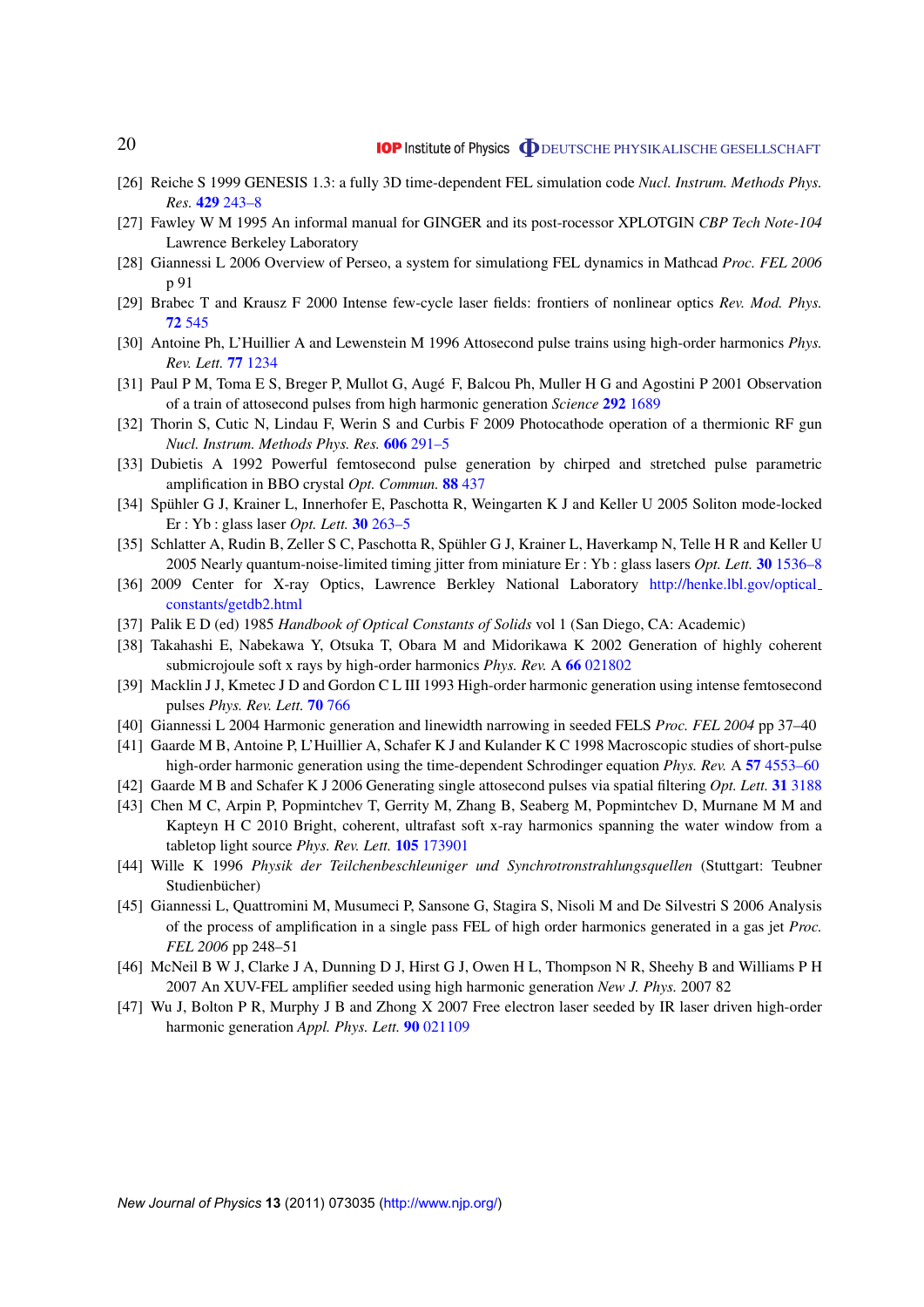[26] Reiche S 1999 GENESIS 1.3: a fully 3D time-dependent FEL simulation code *Nucl. Instrum. Methods Phys. Res.* **429** 243–8

[27] Fawley W M 1995 An informal manual for GINGER and its post-rocessor XPLOTGIN *CBP Tech Note-104* Lawrence Berkeley Laboratory

[28] Giannessi L 2006 Overview of Perseo, a system for simulationg FEL dynamics in Mathcad *Proc. FEL 2006* p 91

[29] Brabec T and Krausz F 2000 Intense few-cycle laser fields: frontiers of nonlinear optics *Rev. Mod. Phys.* **72** 545

[30] Antoine Ph, L'Huillier A and Lewenstein M 1996 Attosecond pulse trains using high-order harmonics *Phys. Rev. Lett.* **77** 1234

[31] Paul P M, Toma E S, Breger P, Mullot G, Augé F, Balcou Ph, Muller H G and Agostini P 2001 Observation of a train of attosecond pulses from high harmonic generation *Science* **292** 1689

[32] Thorin S, Cutic N, Lindau F, Werin S and Curbis F 2009 Photocathode operation of a thermionic RF gun *Nucl. Instrum. Methods Phys. Res.* **606** 291–5

[33] Dubietis A 1992 Powerful femtosecond pulse generation by chirped and stretched pulse parametric amplification in BBO crystal *Opt. Commun.* **88** 437

[34] Spühler G J, Krainer L, Innerhofer E, Paschotta R, Weingarten K J and Keller U 2005 Soliton mode-locked Er : Yb : glass laser *Opt. Lett.* **30** 263–5

[35] Schlatter A, Rudin B, Zeller S C, Paschotta R, Spühler G J, Krainer L, Haverkamp N, Telle H R and Keller U 2005 Nearly quantum-noise-limited timing jitter from miniature Er : Yb : glass lasers *Opt. Lett.* **30** 1536–8

[36] 2009 Center for X-ray Optics, Lawrence Berkley National Laboratory http://henke.lbl.gov/optical_constants/getdb2.html

[37] Palik E D (ed) 1985 *Handbook of Optical Constants of Solids* vol 1 (San Diego, CA: Academic)

[38] Takahashi E, Nabekawa Y, Otsuka T, Obara M and Midorikawa K 2002 Generation of highly coherent submicrojoule soft x rays by high-order harmonics *Phys. Rev.* A **66** 021802

[39] Macklin J J, Kmetec J D and Gordon C L III 1993 High-order harmonic generation using intense femtosecond pulses *Phys. Rev. Lett.* **70** 766

[40] Giannessi L 2004 Harmonic generation and linewidth narrowing in seeded FELS *Proc. FEL 2004* pp 37–40

[41] Gaarde M B, Antoine P, L'Huillier A, Schafer K J and Kulander K C 1998 Macroscopic studies of short-pulse high-order harmonic generation using the time-dependent Schrodinger equation *Phys. Rev.* A **57** 4553–60

[42] Gaarde M B and Schafer K J 2006 Generating single attosecond pulses via spatial filtering *Opt. Lett.* **31** 3188

[43] Chen M C, Arpin P, Popmintchev T, Gerrity M, Zhang B, Seaberg M, Popmintchev D, Murnane M M and Kapteyn H C 2010 Bright, coherent, ultrafast soft x-ray harmonics spanning the water window from a tabletop light source *Phys. Rev. Lett.* **105** 173901

[44] Wille K 1996 *Physik der Teilchenbeschleuniger und Synchrotronstrahlungsquellen* (Stuttgart: Teubner Studienbücher)

[45] Giannessi L, Quattromini M, Musumeci P, Sansone G, Stagira S, Nisoli M and De Silvestri S 2006 Analysis of the process of amplification in a single pass FEL of high order harmonics generated in a gas jet *Proc. FEL 2006* pp 248–51

[46] McNeil B W J, Clarke J A, Dunning D J, Hirst G J, Owen H L, Thompson N R, Sheehy B and Williams P H 2007 An XUV-FEL amplifier seeded using high harmonic generation *New J. Phys.* 2007 82

[47] Wu J, Bolton P R, Murphy J B and Zhong X 2007 Free electron laser seeded by IR laser driven high-order harmonic generation *Appl. Phys. Lett.* **90** 021109